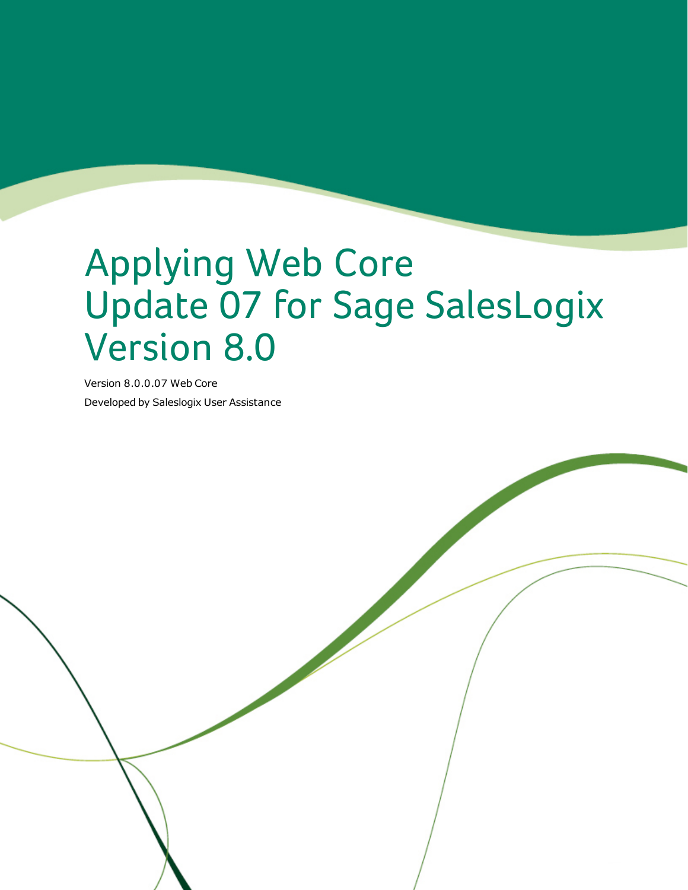# Applying Web Core Update 07 for Sage SalesLogix Version 8.0

Version 8.0.0.07 Web Core

Developed by Saleslogix User Assistance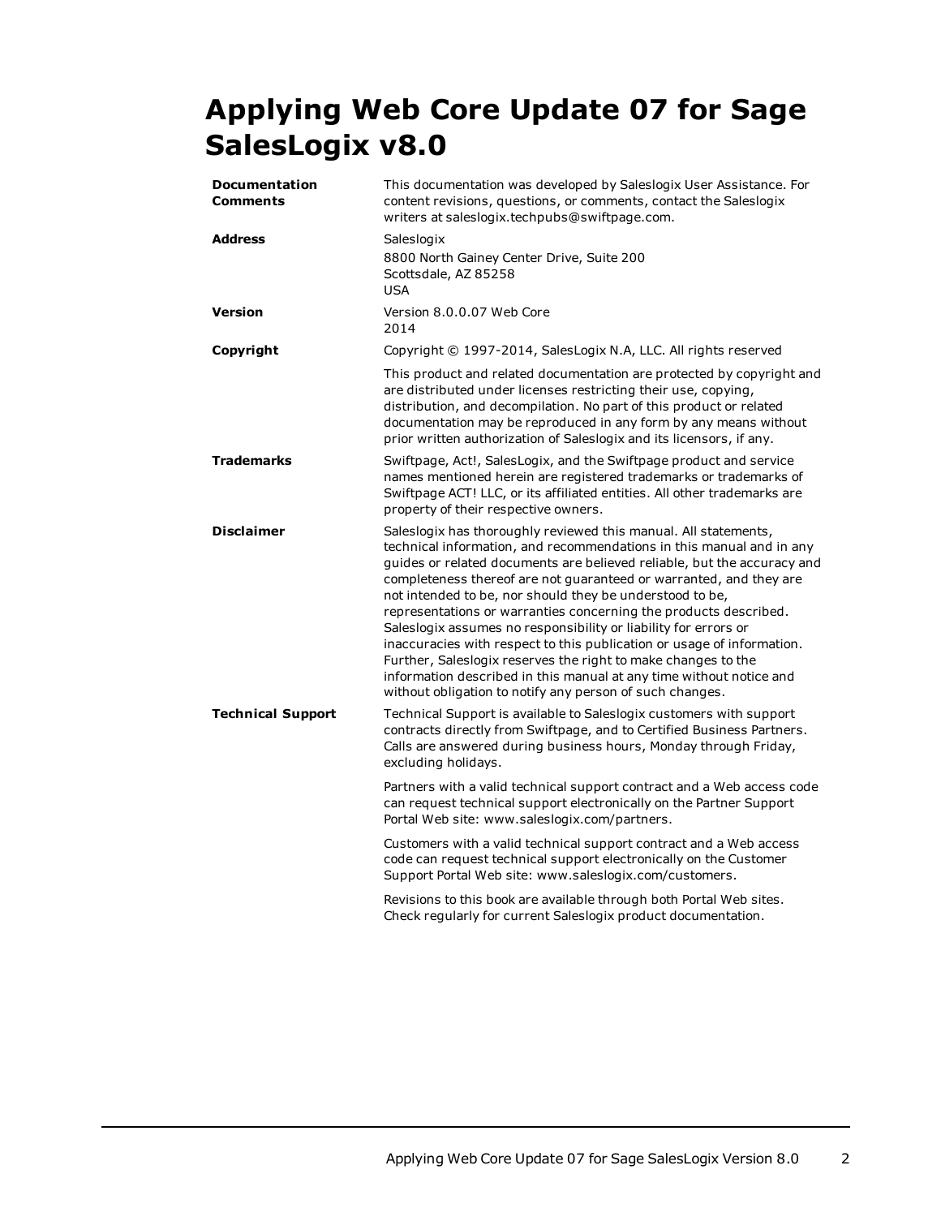# Applying Web Core Update 07 for Sage SalesLogix v8.0

| | |
|---|---|
| **Documentation Comments** | This documentation was developed by Saleslogix User Assistance. For content revisions, questions, or comments, contact the Saleslogix writers at saleslogix.techpubs@swiftpage.com. |
| **Address** | Saleslogix<br>8800 North Gainey Center Drive, Suite 200<br>Scottsdale, AZ 85258<br>USA |
| **Version** | Version 8.0.0.07 Web Core<br>2014 |
| **Copyright** | Copyright © 1997-2014, SalesLogix N.A, LLC. All rights reserved<br><br>This product and related documentation are protected by copyright and are distributed under licenses restricting their use, copying, distribution, and decompilation. No part of this product or related documentation may be reproduced in any form by any means without prior written authorization of Saleslogix and its licensors, if any. |
| **Trademarks** | Swiftpage, Act!, SalesLogix, and the Swiftpage product and service names mentioned herein are registered trademarks or trademarks of Swiftpage ACT! LLC, or its affiliated entities. All other trademarks are property of their respective owners. |
| **Disclaimer** | Saleslogix has thoroughly reviewed this manual. All statements, technical information, and recommendations in this manual and in any guides or related documents are believed reliable, but the accuracy and completeness thereof are not guaranteed or warranted, and they are not intended to be, nor should they be understood to be, representations or warranties concerning the products described. Saleslogix assumes no responsibility or liability for errors or inaccuracies with respect to this publication or usage of information. Further, Saleslogix reserves the right to make changes to the information described in this manual at any time without notice and without obligation to notify any person of such changes. |
| **Technical Support** | Technical Support is available to Saleslogix customers with support contracts directly from Swiftpage, and to Certified Business Partners. Calls are answered during business hours, Monday through Friday, excluding holidays.<br><br>Partners with a valid technical support contract and a Web access code can request technical support electronically on the Partner Support Portal Web site: www.saleslogix.com/partners.<br><br>Customers with a valid technical support contract and a Web access code can request technical support electronically on the Customer Support Portal Web site: www.saleslogix.com/customers.<br><br>Revisions to this book are available through both Portal Web sites. Check regularly for current Saleslogix product documentation. |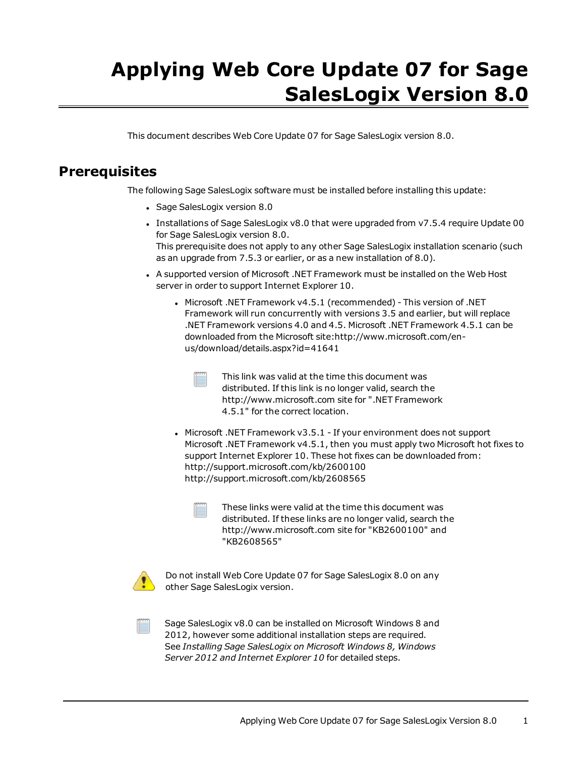# Applying Web Core Update 07 for Sage SalesLogix Version 8.0

This document describes Web Core Update 07 for Sage SalesLogix version 8.0.

## Prerequisites

The following Sage SalesLogix software must be installed before installing this update:

- Sage SalesLogix version 8.0
- Installations of Sage SalesLogix v8.0 that were upgraded from v7.5.4 require Update 00 for Sage SalesLogix version 8.0.
  This prerequisite does not apply to any other Sage SalesLogix installation scenario (such as an upgrade from 7.5.3 or earlier, or as a new installation of 8.0).
- A supported version of Microsoft .NET Framework must be installed on the Web Host server in order to support Internet Explorer 10.
  - Microsoft .NET Framework v4.5.1 (recommended) - This version of .NET Framework will run concurrently with versions 3.5 and earlier, but will replace .NET Framework versions 4.0 and 4.5. Microsoft .NET Framework 4.5.1 can be downloaded from the Microsoft site:http://www.microsoft.com/en-us/download/details.aspx?id=41641

    This link was valid at the time this document was distributed. If this link is no longer valid, search the http://www.microsoft.com site for ".NET Framework 4.5.1" for the correct location.

  - Microsoft .NET Framework v3.5.1 - If your environment does not support Microsoft .NET Framework v4.5.1, then you must apply two Microsoft hot fixes to support Internet Explorer 10. These hot fixes can be downloaded from:
    http://support.microsoft.com/kb/2600100
    http://support.microsoft.com/kb/2608565

    These links were valid at the time this document was distributed. If these links are no longer valid, search the http://www.microsoft.com site for "KB2600100" and "KB2608565"

Do not install Web Core Update 07 for Sage SalesLogix 8.0 on any other Sage SalesLogix version.

Sage SalesLogix v8.0 can be installed on Microsoft Windows 8 and 2012, however some additional installation steps are required. See *Installing Sage SalesLogix on Microsoft Windows 8, Windows Server 2012 and Internet Explorer 10* for detailed steps.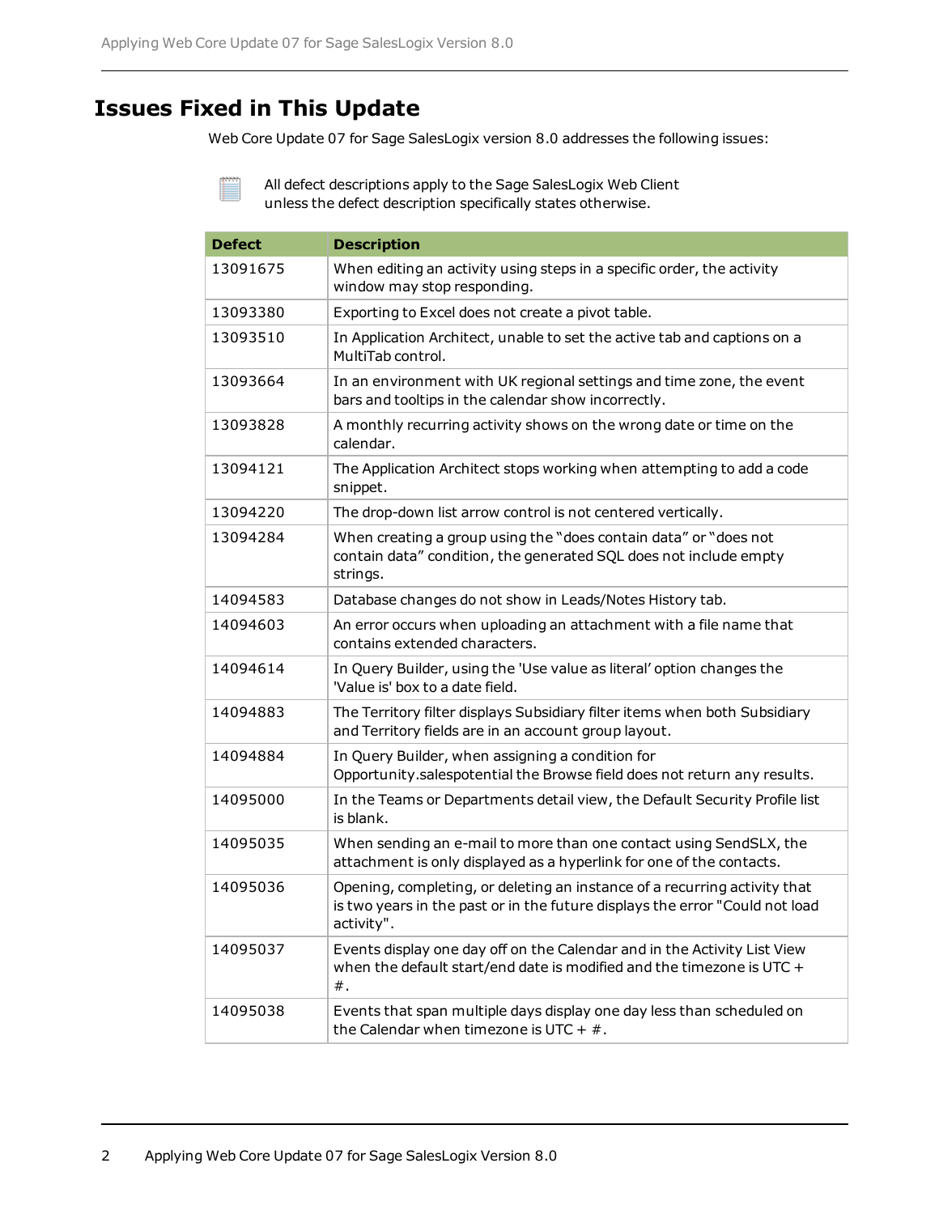# Issues Fixed in This Update

Web Core Update 07 for Sage SalesLogix version 8.0 addresses the following issues:

All defect descriptions apply to the Sage SalesLogix Web Client unless the defect description specifically states otherwise.

| Defect | Description |
|---|---|
| 13091675 | When editing an activity using steps in a specific order, the activity window may stop responding. |
| 13093380 | Exporting to Excel does not create a pivot table. |
| 13093510 | In Application Architect, unable to set the active tab and captions on a MultiTab control. |
| 13093664 | In an environment with UK regional settings and time zone, the event bars and tooltips in the calendar show incorrectly. |
| 13093828 | A monthly recurring activity shows on the wrong date or time on the calendar. |
| 13094121 | The Application Architect stops working when attempting to add a code snippet. |
| 13094220 | The drop-down list arrow control is not centered vertically. |
| 13094284 | When creating a group using the "does contain data" or "does not contain data" condition, the generated SQL does not include empty strings. |
| 14094583 | Database changes do not show in Leads/Notes History tab. |
| 14094603 | An error occurs when uploading an attachment with a file name that contains extended characters. |
| 14094614 | In Query Builder, using the 'Use value as literal' option changes the 'Value is' box to a date field. |
| 14094883 | The Territory filter displays Subsidiary filter items when both Subsidiary and Territory fields are in an account group layout. |
| 14094884 | In Query Builder, when assigning a condition for Opportunity.salespotential the Browse field does not return any results. |
| 14095000 | In the Teams or Departments detail view, the Default Security Profile list is blank. |
| 14095035 | When sending an e-mail to more than one contact using SendSLX, the attachment is only displayed as a hyperlink for one of the contacts. |
| 14095036 | Opening, completing, or deleting an instance of a recurring activity that is two years in the past or in the future displays the error "Could not load activity". |
| 14095037 | Events display one day off on the Calendar and in the Activity List View when the default start/end date is modified and the timezone is UTC + #. |
| 14095038 | Events that span multiple days display one day less than scheduled on the Calendar when timezone is UTC + #. |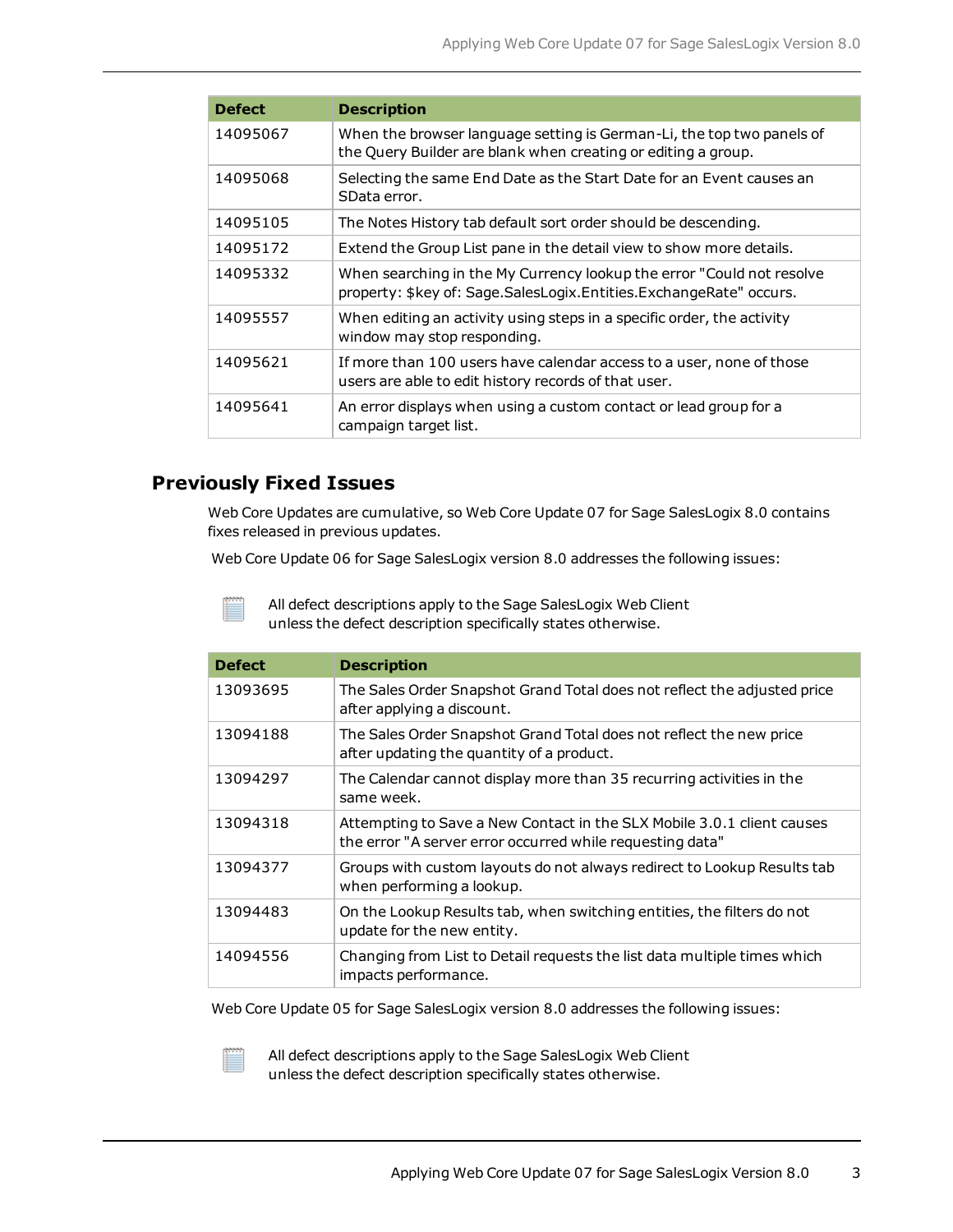| Defect | Description |
| --- | --- |
| 14095067 | When the browser language setting is German-Li, the top two panels of the Query Builder are blank when creating or editing a group. |
| 14095068 | Selecting the same End Date as the Start Date for an Event causes an SData error. |
| 14095105 | The Notes History tab default sort order should be descending. |
| 14095172 | Extend the Group List pane in the detail view to show more details. |
| 14095332 | When searching in the My Currency lookup the error "Could not resolve property: $key of: Sage.SalesLogix.Entities.ExchangeRate" occurs. |
| 14095557 | When editing an activity using steps in a specific order, the activity window may stop responding. |
| 14095621 | If more than 100 users have calendar access to a user, none of those users are able to edit history records of that user. |
| 14095641 | An error displays when using a custom contact or lead group for a campaign target list. |

## Previously Fixed Issues

Web Core Updates are cumulative, so Web Core Update 07 for Sage SalesLogix 8.0 contains fixes released in previous updates.

Web Core Update 06 for Sage SalesLogix version 8.0 addresses the following issues:

All defect descriptions apply to the Sage SalesLogix Web Client unless the defect description specifically states otherwise.

| Defect | Description |
| --- | --- |
| 13093695 | The Sales Order Snapshot Grand Total does not reflect the adjusted price after applying a discount. |
| 13094188 | The Sales Order Snapshot Grand Total does not reflect the new price after updating the quantity of a product. |
| 13094297 | The Calendar cannot display more than 35 recurring activities in the same week. |
| 13094318 | Attempting to Save a New Contact in the SLX Mobile 3.0.1 client causes the error "A server error occurred while requesting data" |
| 13094377 | Groups with custom layouts do not always redirect to Lookup Results tab when performing a lookup. |
| 13094483 | On the Lookup Results tab, when switching entities, the filters do not update for the new entity. |
| 14094556 | Changing from List to Detail requests the list data multiple times which impacts performance. |

Web Core Update 05 for Sage SalesLogix version 8.0 addresses the following issues:

All defect descriptions apply to the Sage SalesLogix Web Client unless the defect description specifically states otherwise.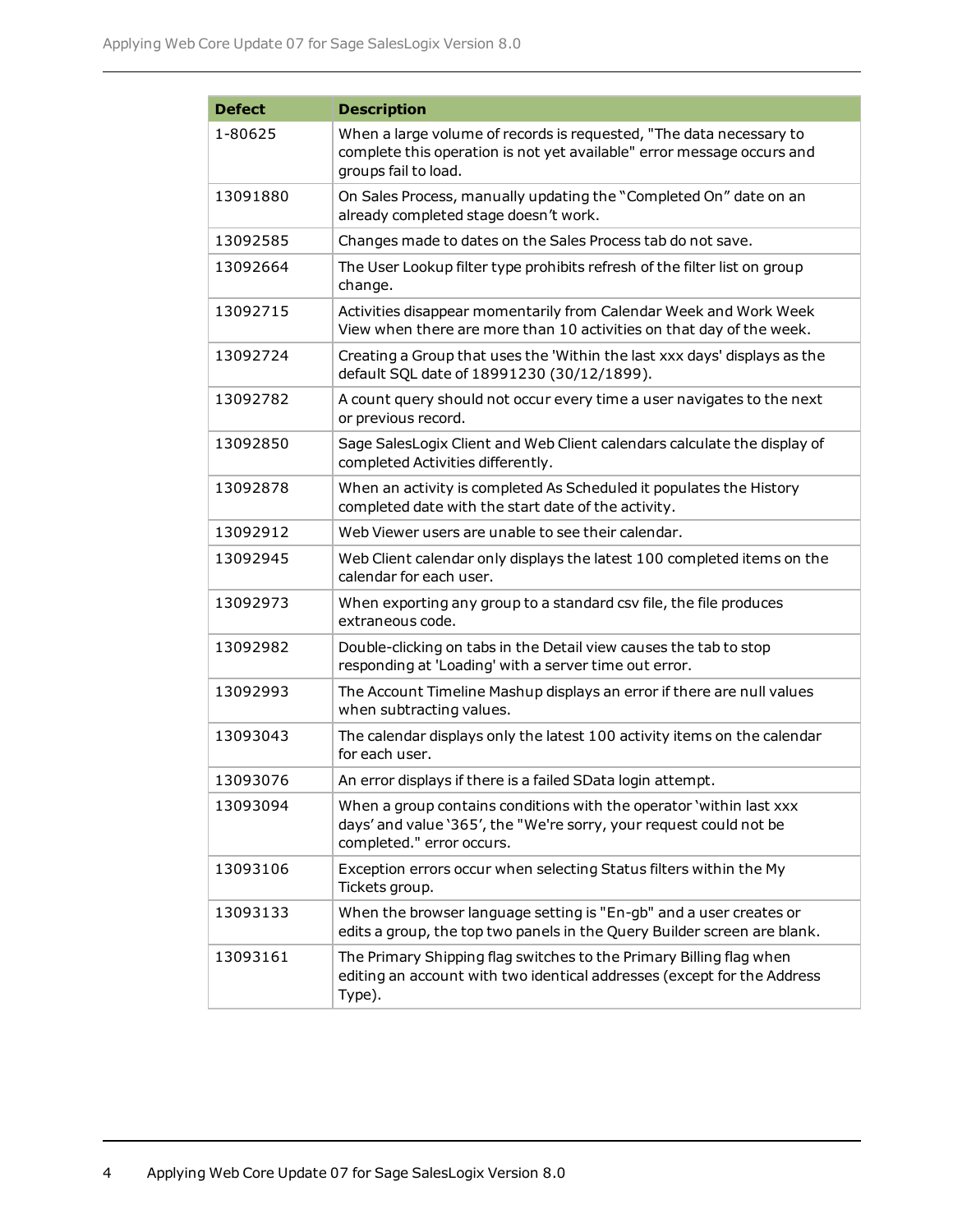| Defect | Description |
| --- | --- |
| 1-80625 | When a large volume of records is requested, "The data necessary to complete this operation is not yet available" error message occurs and groups fail to load. |
| 13091880 | On Sales Process, manually updating the "Completed On" date on an already completed stage doesn't work. |
| 13092585 | Changes made to dates on the Sales Process tab do not save. |
| 13092664 | The User Lookup filter type prohibits refresh of the filter list on group change. |
| 13092715 | Activities disappear momentarily from Calendar Week and Work Week View when there are more than 10 activities on that day of the week. |
| 13092724 | Creating a Group that uses the 'Within the last xxx days' displays as the default SQL date of 18991230 (30/12/1899). |
| 13092782 | A count query should not occur every time a user navigates to the next or previous record. |
| 13092850 | Sage SalesLogix Client and Web Client calendars calculate the display of completed Activities differently. |
| 13092878 | When an activity is completed As Scheduled it populates the History completed date with the start date of the activity. |
| 13092912 | Web Viewer users are unable to see their calendar. |
| 13092945 | Web Client calendar only displays the latest 100 completed items on the calendar for each user. |
| 13092973 | When exporting any group to a standard csv file, the file produces extraneous code. |
| 13092982 | Double-clicking on tabs in the Detail view causes the tab to stop responding at 'Loading' with a server time out error. |
| 13092993 | The Account Timeline Mashup displays an error if there are null values when subtracting values. |
| 13093043 | The calendar displays only the latest 100 activity items on the calendar for each user. |
| 13093076 | An error displays if there is a failed SData login attempt. |
| 13093094 | When a group contains conditions with the operator 'within last xxx days' and value '365', the "We're sorry, your request could not be completed." error occurs. |
| 13093106 | Exception errors occur when selecting Status filters within the My Tickets group. |
| 13093133 | When the browser language setting is "En-gb" and a user creates or edits a group, the top two panels in the Query Builder screen are blank. |
| 13093161 | The Primary Shipping flag switches to the Primary Billing flag when editing an account with two identical addresses (except for the Address Type). |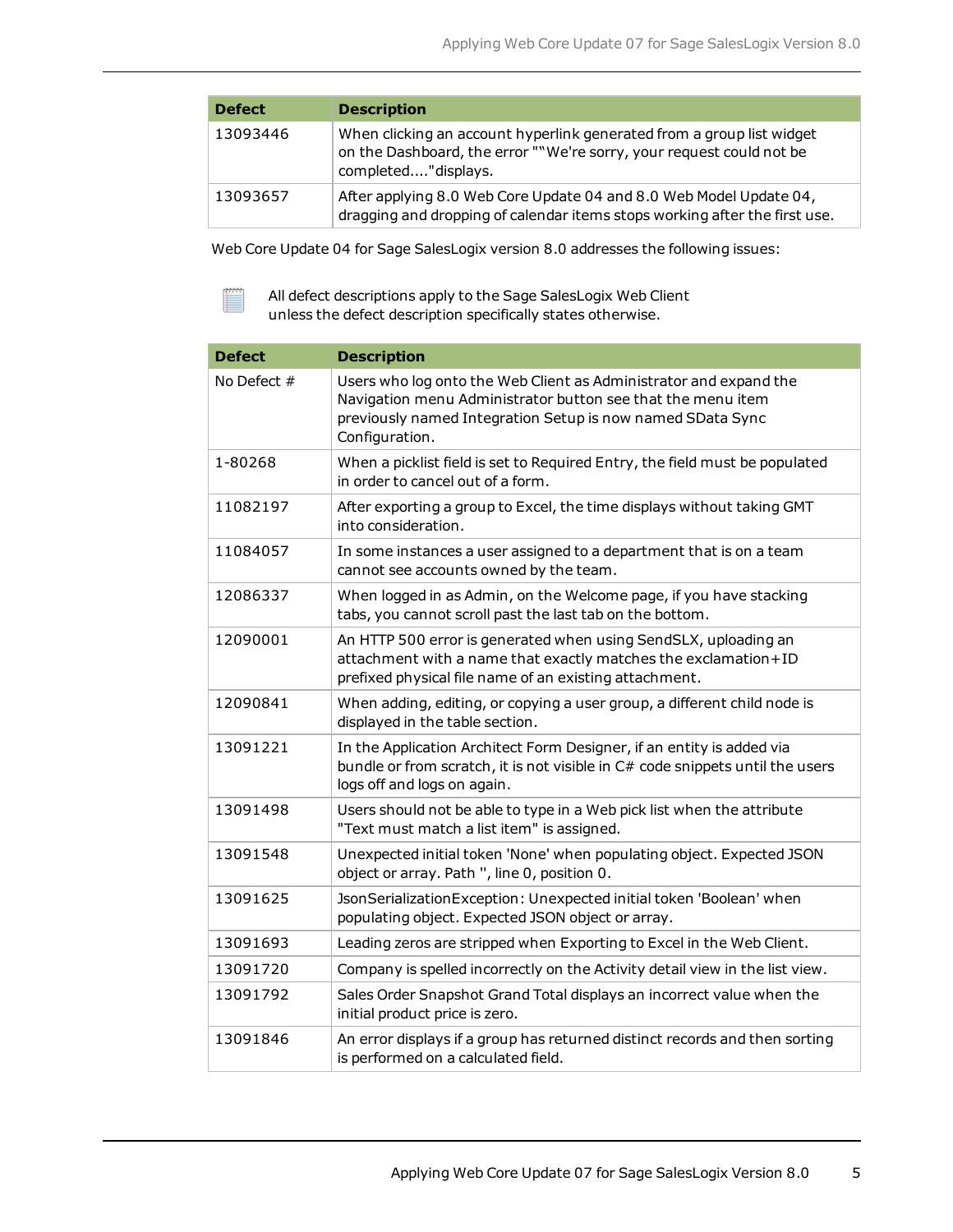| Defect | Description |
|---|---|
| 13093446 | When clicking an account hyperlink generated from a group list widget on the Dashboard, the error "“We're sorry, your request could not be completed...."displays. |
| 13093657 | After applying 8.0 Web Core Update 04 and 8.0 Web Model Update 04, dragging and dropping of calendar items stops working after the first use. |

Web Core Update 04 for Sage SalesLogix version 8.0 addresses the following issues:

All defect descriptions apply to the Sage SalesLogix Web Client unless the defect description specifically states otherwise.

| Defect | Description |
|---|---|
| No Defect # | Users who log onto the Web Client as Administrator and expand the Navigation menu Administrator button see that the menu item previously named Integration Setup is now named SData Sync Configuration. |
| 1-80268 | When a picklist field is set to Required Entry, the field must be populated in order to cancel out of a form. |
| 11082197 | After exporting a group to Excel, the time displays without taking GMT into consideration. |
| 11084057 | In some instances a user assigned to a department that is on a team cannot see accounts owned by the team. |
| 12086337 | When logged in as Admin, on the Welcome page, if you have stacking tabs, you cannot scroll past the last tab on the bottom. |
| 12090001 | An HTTP 500 error is generated when using SendSLX, uploading an attachment with a name that exactly matches the exclamation+ID prefixed physical file name of an existing attachment. |
| 12090841 | When adding, editing, or copying a user group, a different child node is displayed in the table section. |
| 13091221 | In the Application Architect Form Designer, if an entity is added via bundle or from scratch, it is not visible in C# code snippets until the users logs off and logs on again. |
| 13091498 | Users should not be able to type in a Web pick list when the attribute "Text must match a list item" is assigned. |
| 13091548 | Unexpected initial token 'None' when populating object. Expected JSON object or array. Path '', line 0, position 0. |
| 13091625 | JsonSerializationException: Unexpected initial token 'Boolean' when populating object. Expected JSON object or array. |
| 13091693 | Leading zeros are stripped when Exporting to Excel in the Web Client. |
| 13091720 | Company is spelled incorrectly on the Activity detail view in the list view. |
| 13091792 | Sales Order Snapshot Grand Total displays an incorrect value when the initial product price is zero. |
| 13091846 | An error displays if a group has returned distinct records and then sorting is performed on a calculated field. |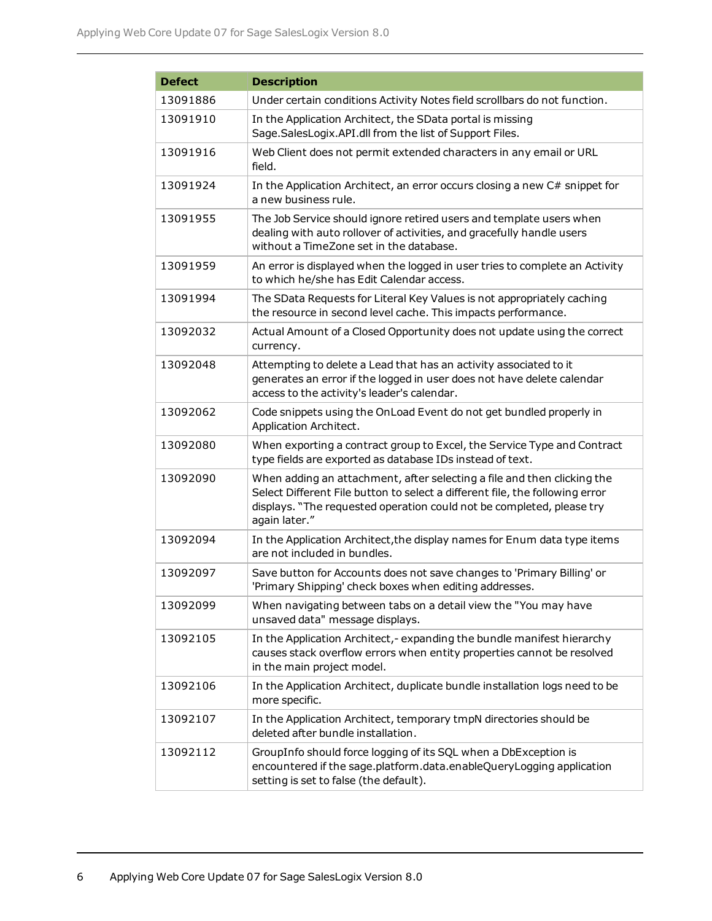| Defect | Description |
|---|---|
| 13091886 | Under certain conditions Activity Notes field scrollbars do not function. |
| 13091910 | In the Application Architect, the SData portal is missing Sage.SalesLogix.API.dll from the list of Support Files. |
| 13091916 | Web Client does not permit extended characters in any email or URL field. |
| 13091924 | In the Application Architect, an error occurs closing a new C# snippet for a new business rule. |
| 13091955 | The Job Service should ignore retired users and template users when dealing with auto rollover of activities, and gracefully handle users without a TimeZone set in the database. |
| 13091959 | An error is displayed when the logged in user tries to complete an Activity to which he/she has Edit Calendar access. |
| 13091994 | The SData Requests for Literal Key Values is not appropriately caching the resource in second level cache. This impacts performance. |
| 13092032 | Actual Amount of a Closed Opportunity does not update using the correct currency. |
| 13092048 | Attempting to delete a Lead that has an activity associated to it generates an error if the logged in user does not have delete calendar access to the activity's leader's calendar. |
| 13092062 | Code snippets using the OnLoad Event do not get bundled properly in Application Architect. |
| 13092080 | When exporting a contract group to Excel, the Service Type and Contract type fields are exported as database IDs instead of text. |
| 13092090 | When adding an attachment, after selecting a file and then clicking the Select Different File button to select a different file, the following error displays. "The requested operation could not be completed, please try again later." |
| 13092094 | In the Application Architect,the display names for Enum data type items are not included in bundles. |
| 13092097 | Save button for Accounts does not save changes to 'Primary Billing' or 'Primary Shipping' check boxes when editing addresses. |
| 13092099 | When navigating between tabs on a detail view the "You may have unsaved data" message displays. |
| 13092105 | In the Application Architect,- expanding the bundle manifest hierarchy causes stack overflow errors when entity properties cannot be resolved in the main project model. |
| 13092106 | In the Application Architect, duplicate bundle installation logs need to be more specific. |
| 13092107 | In the Application Architect, temporary tmpN directories should be deleted after bundle installation. |
| 13092112 | GroupInfo should force logging of its SQL when a DbException is encountered if the sage.platform.data.enableQueryLogging application setting is set to false (the default). |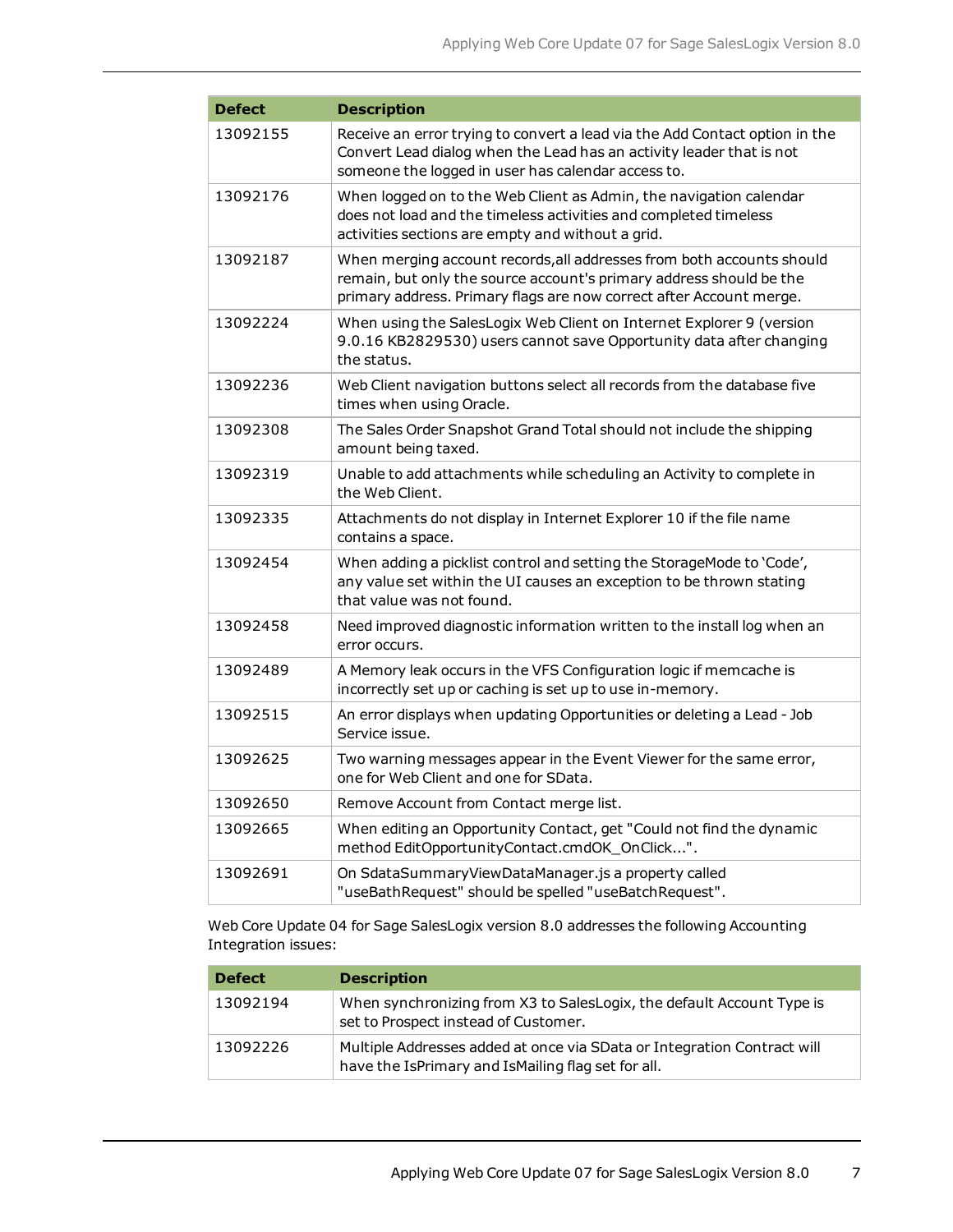| Defect | Description |
|---|---|
| 13092155 | Receive an error trying to convert a lead via the Add Contact option in the Convert Lead dialog when the Lead has an activity leader that is not someone the logged in user has calendar access to. |
| 13092176 | When logged on to the Web Client as Admin, the navigation calendar does not load and the timeless activities and completed timeless activities sections are empty and without a grid. |
| 13092187 | When merging account records,all addresses from both accounts should remain, but only the source account's primary address should be the primary address. Primary flags are now correct after Account merge. |
| 13092224 | When using the SalesLogix Web Client on Internet Explorer 9 (version 9.0.16 KB2829530) users cannot save Opportunity data after changing the status. |
| 13092236 | Web Client navigation buttons select all records from the database five times when using Oracle. |
| 13092308 | The Sales Order Snapshot Grand Total should not include the shipping amount being taxed. |
| 13092319 | Unable to add attachments while scheduling an Activity to complete in the Web Client. |
| 13092335 | Attachments do not display in Internet Explorer 10 if the file name contains a space. |
| 13092454 | When adding a picklist control and setting the StorageMode to 'Code', any value set within the UI causes an exception to be thrown stating that value was not found. |
| 13092458 | Need improved diagnostic information written to the install log when an error occurs. |
| 13092489 | A Memory leak occurs in the VFS Configuration logic if memcache is incorrectly set up or caching is set up to use in-memory. |
| 13092515 | An error displays when updating Opportunities or deleting a Lead - Job Service issue. |
| 13092625 | Two warning messages appear in the Event Viewer for the same error, one for Web Client and one for SData. |
| 13092650 | Remove Account from Contact merge list. |
| 13092665 | When editing an Opportunity Contact, get "Could not find the dynamic method EditOpportunityContact.cmdOK_OnClick...". |
| 13092691 | On SdataSummaryViewDataManager.js a property called "useBathRequest" should be spelled "useBatchRequest". |

Web Core Update 04 for Sage SalesLogix version 8.0 addresses the following Accounting Integration issues:

| Defect | Description |
|---|---|
| 13092194 | When synchronizing from X3 to SalesLogix, the default Account Type is set to Prospect instead of Customer. |
| 13092226 | Multiple Addresses added at once via SData or Integration Contract will have the IsPrimary and IsMailing flag set for all. |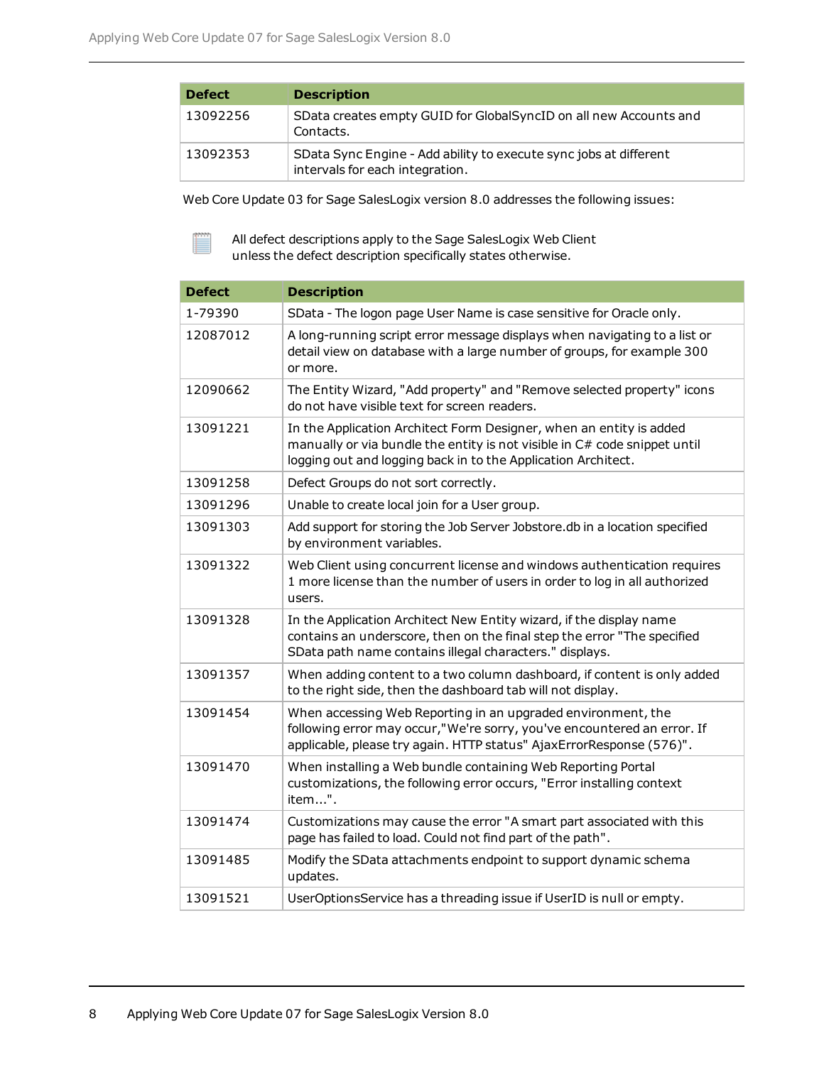| Defect | Description |
| --- | --- |
| 13092256 | SData creates empty GUID for GlobalSyncID on all new Accounts and Contacts. |
| 13092353 | SData Sync Engine - Add ability to execute sync jobs at different intervals for each integration. |

Web Core Update 03 for Sage SalesLogix version 8.0 addresses the following issues:

All defect descriptions apply to the Sage SalesLogix Web Client unless the defect description specifically states otherwise.

| Defect | Description |
| --- | --- |
| 1-79390 | SData - The logon page User Name is case sensitive for Oracle only. |
| 12087012 | A long-running script error message displays when navigating to a list or detail view on database with a large number of groups, for example 300 or more. |
| 12090662 | The Entity Wizard, "Add property" and "Remove selected property" icons do not have visible text for screen readers. |
| 13091221 | In the Application Architect Form Designer, when an entity is added manually or via bundle the entity is not visible in C# code snippet until logging out and logging back in to the Application Architect. |
| 13091258 | Defect Groups do not sort correctly. |
| 13091296 | Unable to create local join for a User group. |
| 13091303 | Add support for storing the Job Server Jobstore.db in a location specified by environment variables. |
| 13091322 | Web Client using concurrent license and windows authentication requires 1 more license than the number of users in order to log in all authorized users. |
| 13091328 | In the Application Architect New Entity wizard, if the display name contains an underscore, then on the final step the error "The specified SData path name contains illegal characters." displays. |
| 13091357 | When adding content to a two column dashboard, if content is only added to the right side, then the dashboard tab will not display. |
| 13091454 | When accessing Web Reporting in an upgraded environment, the following error may occur,"We're sorry, you've encountered an error. If applicable, please try again. HTTP status" AjaxErrorResponse (576)". |
| 13091470 | When installing a Web bundle containing Web Reporting Portal customizations, the following error occurs, "Error installing context item...". |
| 13091474 | Customizations may cause the error "A smart part associated with this page has failed to load. Could not find part of the path". |
| 13091485 | Modify the SData attachments endpoint to support dynamic schema updates. |
| 13091521 | UserOptionsService has a threading issue if UserID is null or empty. |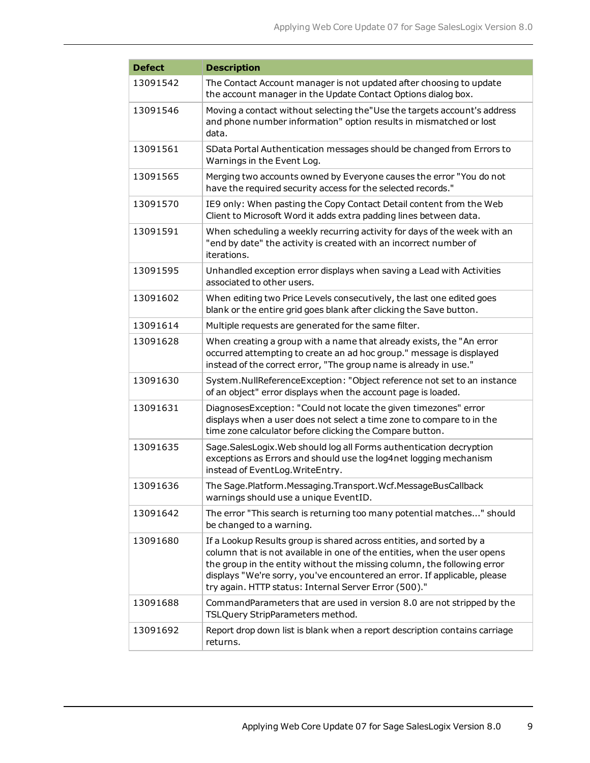| Defect | Description |
| --- | --- |
| 13091542 | The Contact Account manager is not updated after choosing to update the account manager in the Update Contact Options dialog box. |
| 13091546 | Moving a contact without selecting the"Use the targets account's address and phone number information" option results in mismatched or lost data. |
| 13091561 | SData Portal Authentication messages should be changed from Errors to Warnings in the Event Log. |
| 13091565 | Merging two accounts owned by Everyone causes the error "You do not have the required security access for the selected records." |
| 13091570 | IE9 only: When pasting the Copy Contact Detail content from the Web Client to Microsoft Word it adds extra padding lines between data. |
| 13091591 | When scheduling a weekly recurring activity for days of the week with an "end by date" the activity is created with an incorrect number of iterations. |
| 13091595 | Unhandled exception error displays when saving a Lead with Activities associated to other users. |
| 13091602 | When editing two Price Levels consecutively, the last one edited goes blank or the entire grid goes blank after clicking the Save button. |
| 13091614 | Multiple requests are generated for the same filter. |
| 13091628 | When creating a group with a name that already exists, the "An error occurred attempting to create an ad hoc group." message is displayed instead of the correct error, "The group name is already in use." |
| 13091630 | System.NullReferenceException: "Object reference not set to an instance of an object" error displays when the account page is loaded. |
| 13091631 | DiagnosesException: "Could not locate the given timezones" error displays when a user does not select a time zone to compare to in the time zone calculator before clicking the Compare button. |
| 13091635 | Sage.SalesLogix.Web should log all Forms authentication decryption exceptions as Errors and should use the log4net logging mechanism instead of EventLog.WriteEntry. |
| 13091636 | The Sage.Platform.Messaging.Transport.Wcf.MessageBusCallback warnings should use a unique EventID. |
| 13091642 | The error "This search is returning too many potential matches..." should be changed to a warning. |
| 13091680 | If a Lookup Results group is shared across entities, and sorted by a column that is not available in one of the entities, when the user opens the group in the entity without the missing column, the following error displays "We're sorry, you've encountered an error. If applicable, please try again. HTTP status: Internal Server Error (500)." |
| 13091688 | CommandParameters that are used in version 8.0 are not stripped by the TSLQuery StripParameters method. |
| 13091692 | Report drop down list is blank when a report description contains carriage returns. |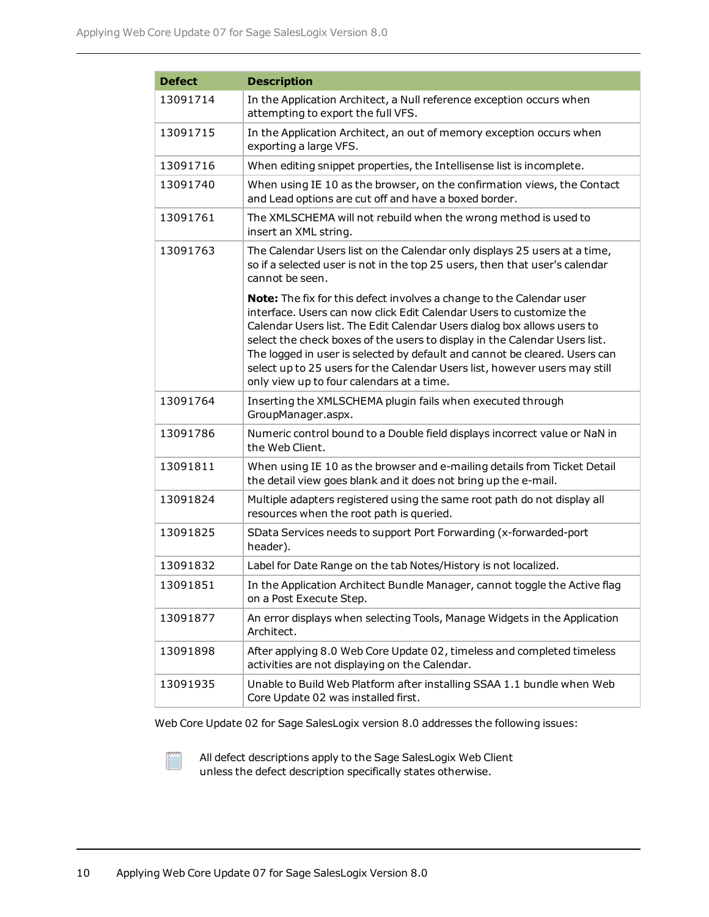| Defect | Description |
|---|---|
| 13091714 | In the Application Architect, a Null reference exception occurs when attempting to export the full VFS. |
| 13091715 | In the Application Architect, an out of memory exception occurs when exporting a large VFS. |
| 13091716 | When editing snippet properties, the Intellisense list is incomplete. |
| 13091740 | When using IE 10 as the browser, on the confirmation views, the Contact and Lead options are cut off and have a boxed border. |
| 13091761 | The XMLSCHEMA will not rebuild when the wrong method is used to insert an XML string. |
| 13091763 | The Calendar Users list on the Calendar only displays 25 users at a time, so if a selected user is not in the top 25 users, then that user's calendar cannot be seen.<br><br>**Note:** The fix for this defect involves a change to the Calendar user interface. Users can now click Edit Calendar Users to customize the Calendar Users list. The Edit Calendar Users dialog box allows users to select the check boxes of the users to display in the Calendar Users list. The logged in user is selected by default and cannot be cleared. Users can select up to 25 users for the Calendar Users list, however users may still only view up to four calendars at a time. |
| 13091764 | Inserting the XMLSCHEMA plugin fails when executed through GroupManager.aspx. |
| 13091786 | Numeric control bound to a Double field displays incorrect value or NaN in the Web Client. |
| 13091811 | When using IE 10 as the browser and e-mailing details from Ticket Detail the detail view goes blank and it does not bring up the e-mail. |
| 13091824 | Multiple adapters registered using the same root path do not display all resources when the root path is queried. |
| 13091825 | SData Services needs to support Port Forwarding (x-forwarded-port header). |
| 13091832 | Label for Date Range on the tab Notes/History is not localized. |
| 13091851 | In the Application Architect Bundle Manager, cannot toggle the Active flag on a Post Execute Step. |
| 13091877 | An error displays when selecting Tools, Manage Widgets in the Application Architect. |
| 13091898 | After applying 8.0 Web Core Update 02, timeless and completed timeless activities are not displaying on the Calendar. |
| 13091935 | Unable to Build Web Platform after installing SSAA 1.1 bundle when Web Core Update 02 was installed first. |

Web Core Update 02 for Sage SalesLogix version 8.0 addresses the following issues:

All defect descriptions apply to the Sage SalesLogix Web Client unless the defect description specifically states otherwise.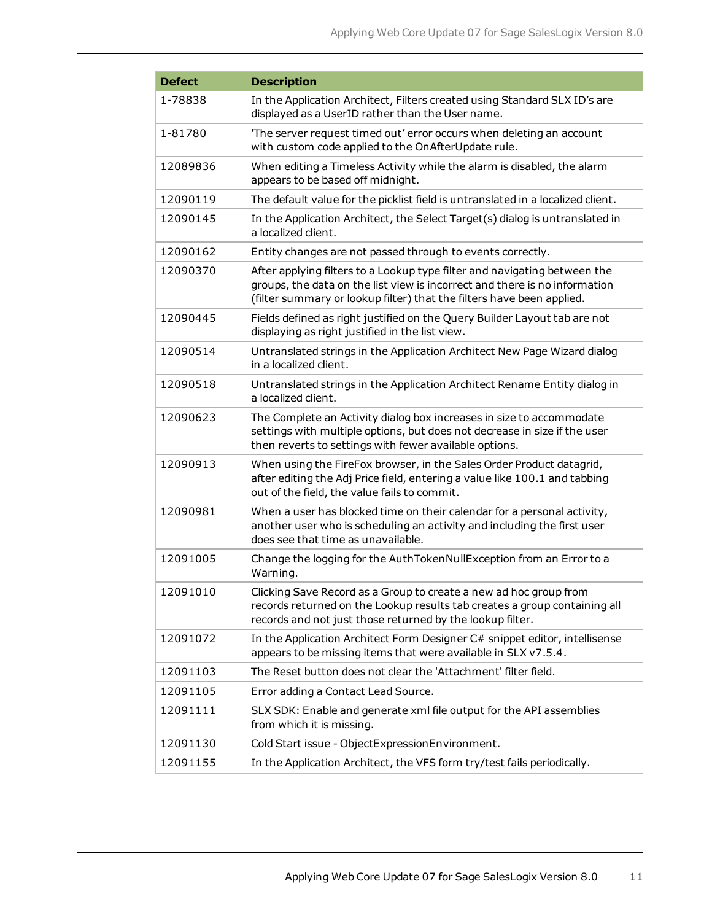| Defect | Description |
| --- | --- |
| 1-78838 | In the Application Architect, Filters created using Standard SLX ID's are displayed as a UserID rather than the User name. |
| 1-81780 | 'The server request timed out' error occurs when deleting an account with custom code applied to the OnAfterUpdate rule. |
| 12089836 | When editing a Timeless Activity while the alarm is disabled, the alarm appears to be based off midnight. |
| 12090119 | The default value for the picklist field is untranslated in a localized client. |
| 12090145 | In the Application Architect, the Select Target(s) dialog is untranslated in a localized client. |
| 12090162 | Entity changes are not passed through to events correctly. |
| 12090370 | After applying filters to a Lookup type filter and navigating between the groups, the data on the list view is incorrect and there is no information (filter summary or lookup filter) that the filters have been applied. |
| 12090445 | Fields defined as right justified on the Query Builder Layout tab are not displaying as right justified in the list view. |
| 12090514 | Untranslated strings in the Application Architect New Page Wizard dialog in a localized client. |
| 12090518 | Untranslated strings in the Application Architect Rename Entity dialog in a localized client. |
| 12090623 | The Complete an Activity dialog box increases in size to accommodate settings with multiple options, but does not decrease in size if the user then reverts to settings with fewer available options. |
| 12090913 | When using the FireFox browser, in the Sales Order Product datagrid, after editing the Adj Price field, entering a value like 100.1 and tabbing out of the field, the value fails to commit. |
| 12090981 | When a user has blocked time on their calendar for a personal activity, another user who is scheduling an activity and including the first user does see that time as unavailable. |
| 12091005 | Change the logging for the AuthTokenNullException from an Error to a Warning. |
| 12091010 | Clicking Save Record as a Group to create a new ad hoc group from records returned on the Lookup results tab creates a group containing all records and not just those returned by the lookup filter. |
| 12091072 | In the Application Architect Form Designer C# snippet editor, intellisense appears to be missing items that were available in SLX v7.5.4. |
| 12091103 | The Reset button does not clear the 'Attachment' filter field. |
| 12091105 | Error adding a Contact Lead Source. |
| 12091111 | SLX SDK: Enable and generate xml file output for the API assemblies from which it is missing. |
| 12091130 | Cold Start issue - ObjectExpressionEnvironment. |
| 12091155 | In the Application Architect, the VFS form try/test fails periodically. |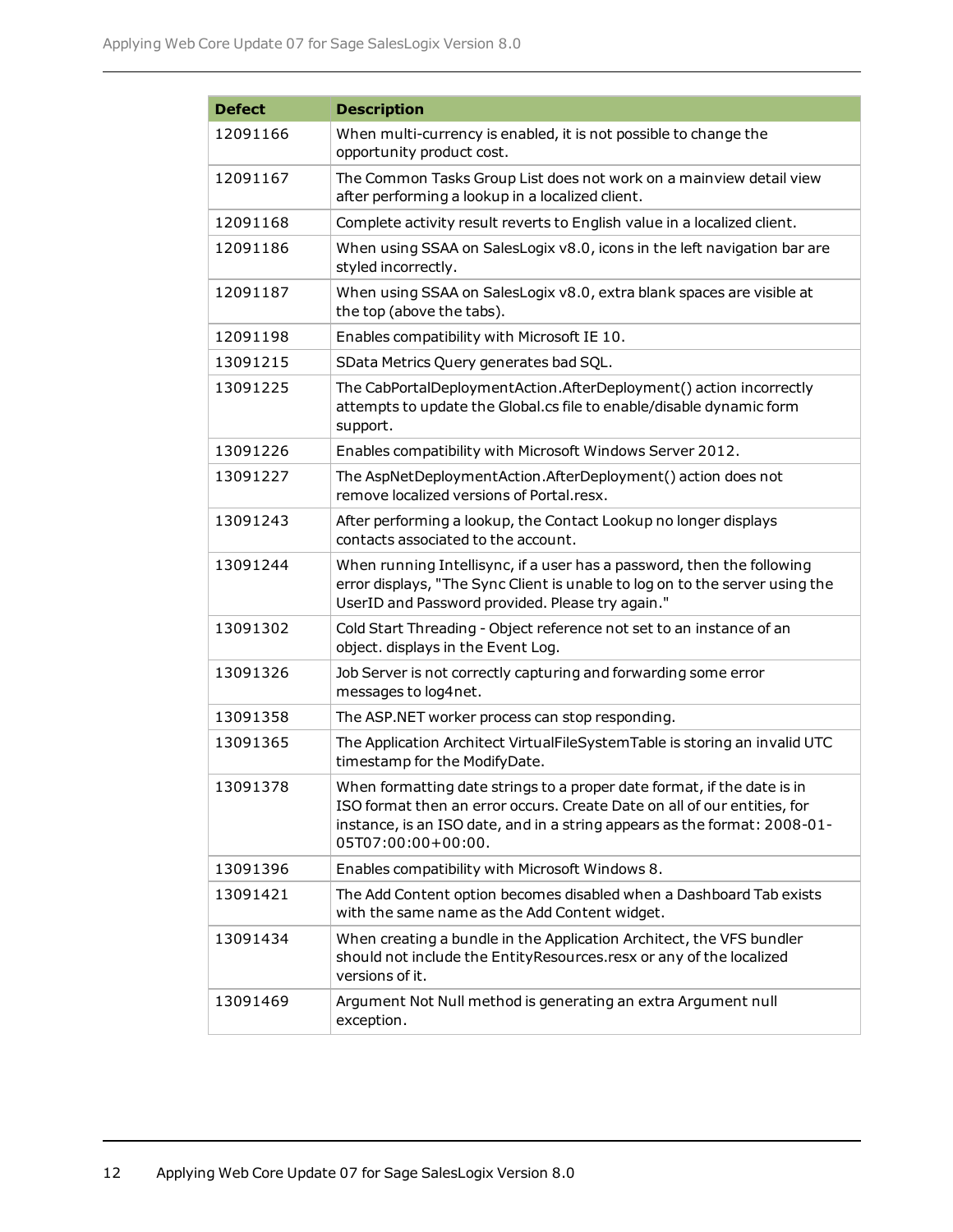| Defect | Description |
| --- | --- |
| 12091166 | When multi-currency is enabled, it is not possible to change the opportunity product cost. |
| 12091167 | The Common Tasks Group List does not work on a mainview detail view after performing a lookup in a localized client. |
| 12091168 | Complete activity result reverts to English value in a localized client. |
| 12091186 | When using SSAA on SalesLogix v8.0, icons in the left navigation bar are styled incorrectly. |
| 12091187 | When using SSAA on SalesLogix v8.0, extra blank spaces are visible at the top (above the tabs). |
| 12091198 | Enables compatibility with Microsoft IE 10. |
| 13091215 | SData Metrics Query generates bad SQL. |
| 13091225 | The CabPortalDeploymentAction.AfterDeployment() action incorrectly attempts to update the Global.cs file to enable/disable dynamic form support. |
| 13091226 | Enables compatibility with Microsoft Windows Server 2012. |
| 13091227 | The AspNetDeploymentAction.AfterDeployment() action does not remove localized versions of Portal.resx. |
| 13091243 | After performing a lookup, the Contact Lookup no longer displays contacts associated to the account. |
| 13091244 | When running Intellisync, if a user has a password, then the following error displays, "The Sync Client is unable to log on to the server using the UserID and Password provided. Please try again." |
| 13091302 | Cold Start Threading - Object reference not set to an instance of an object. displays in the Event Log. |
| 13091326 | Job Server is not correctly capturing and forwarding some error messages to log4net. |
| 13091358 | The ASP.NET worker process can stop responding. |
| 13091365 | The Application Architect VirtualFileSystemTable is storing an invalid UTC timestamp for the ModifyDate. |
| 13091378 | When formatting date strings to a proper date format, if the date is in ISO format then an error occurs. Create Date on all of our entities, for instance, is an ISO date, and in a string appears as the format: 2008-01-05T07:00:00+00:00. |
| 13091396 | Enables compatibility with Microsoft Windows 8. |
| 13091421 | The Add Content option becomes disabled when a Dashboard Tab exists with the same name as the Add Content widget. |
| 13091434 | When creating a bundle in the Application Architect, the VFS bundler should not include the EntityResources.resx or any of the localized versions of it. |
| 13091469 | Argument Not Null method is generating an extra Argument null exception. |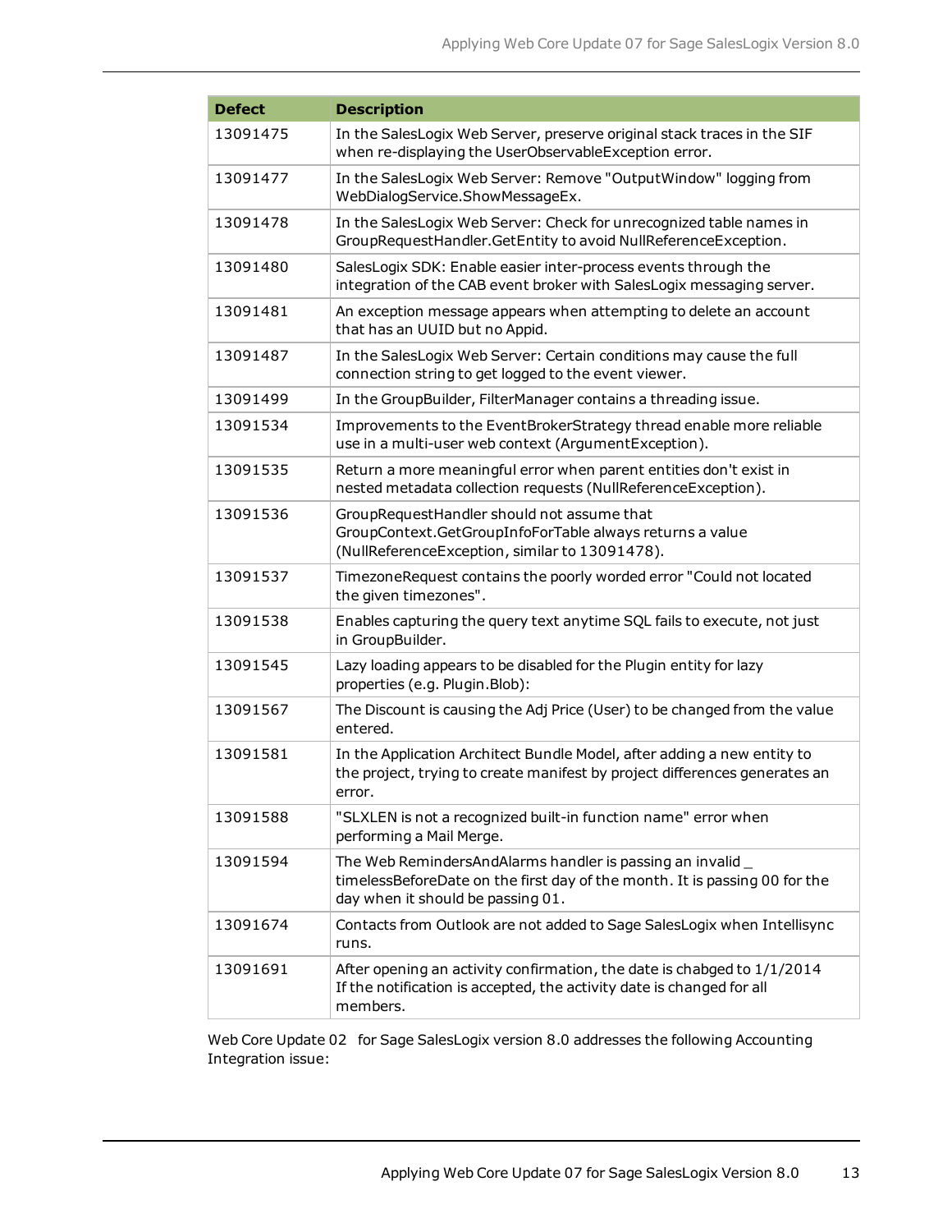| Defect | Description |
| --- | --- |
| 13091475 | In the SalesLogix Web Server, preserve original stack traces in the SIF when re-displaying the UserObservableException error. |
| 13091477 | In the SalesLogix Web Server: Remove "OutputWindow" logging from WebDialogService.ShowMessageEx. |
| 13091478 | In the SalesLogix Web Server: Check for unrecognized table names in GroupRequestHandler.GetEntity to avoid NullReferenceException. |
| 13091480 | SalesLogix SDK: Enable easier inter-process events through the integration of the CAB event broker with SalesLogix messaging server. |
| 13091481 | An exception message appears when attempting to delete an account that has an UUID but no Appid. |
| 13091487 | In the SalesLogix Web Server: Certain conditions may cause the full connection string to get logged to the event viewer. |
| 13091499 | In the GroupBuilder, FilterManager contains a threading issue. |
| 13091534 | Improvements to the EventBrokerStrategy thread enable more reliable use in a multi-user web context (ArgumentException). |
| 13091535 | Return a more meaningful error when parent entities don't exist in nested metadata collection requests (NullReferenceException). |
| 13091536 | GroupRequestHandler should not assume that GroupContext.GetGroupInfoForTable always returns a value (NullReferenceException, similar to 13091478). |
| 13091537 | TimezoneRequest contains the poorly worded error "Could not located the given timezones". |
| 13091538 | Enables capturing the query text anytime SQL fails to execute, not just in GroupBuilder. |
| 13091545 | Lazy loading appears to be disabled for the Plugin entity for lazy properties (e.g. Plugin.Blob): |
| 13091567 | The Discount is causing the Adj Price (User) to be changed from the value entered. |
| 13091581 | In the Application Architect Bundle Model, after adding a new entity to the project, trying to create manifest by project differences generates an error. |
| 13091588 | "SLXLEN is not a recognized built-in function name" error when performing a Mail Merge. |
| 13091594 | The Web RemindersAndAlarms handler is passing an invalid _ timelessBeforeDate on the first day of the month. It is passing 00 for the day when it should be passing 01. |
| 13091674 | Contacts from Outlook are not added to Sage SalesLogix when Intellisync runs. |
| 13091691 | After opening an activity confirmation, the date is chabged to 1/1/2014 If the notification is accepted, the activity date is changed for all members. |

Web Core Update 02 for Sage SalesLogix version 8.0 addresses the following Accounting Integration issue: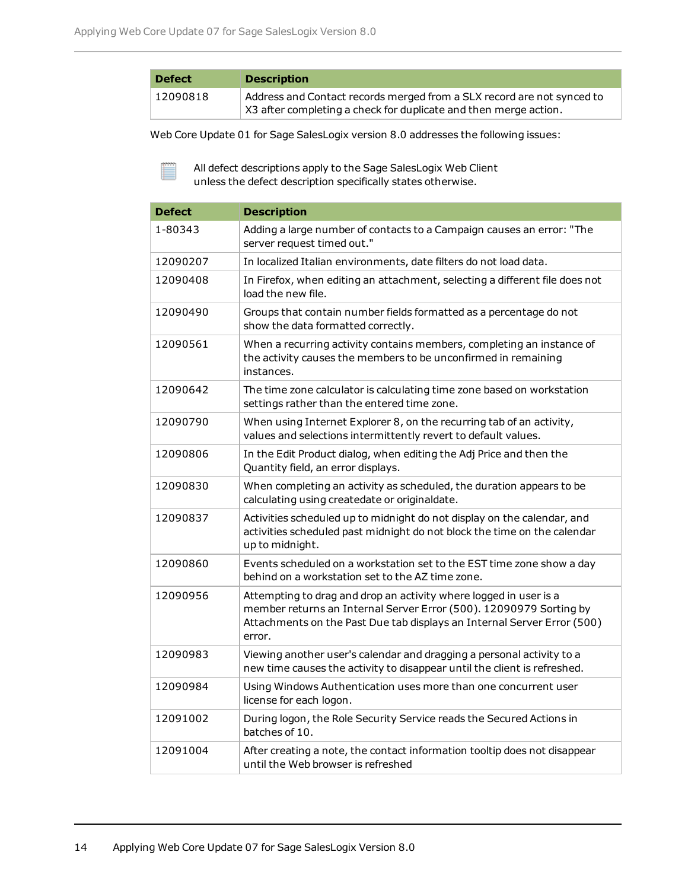| Defect | Description |
| --- | --- |
| 12090818 | Address and Contact records merged from a SLX record are not synced to X3 after completing a check for duplicate and then merge action. |

Web Core Update 01 for Sage SalesLogix version 8.0 addresses the following issues:

All defect descriptions apply to the Sage SalesLogix Web Client unless the defect description specifically states otherwise.

| Defect | Description |
| --- | --- |
| 1-80343 | Adding a large number of contacts to a Campaign causes an error: "The server request timed out." |
| 12090207 | In localized Italian environments, date filters do not load data. |
| 12090408 | In Firefox, when editing an attachment, selecting a different file does not load the new file. |
| 12090490 | Groups that contain number fields formatted as a percentage do not show the data formatted correctly. |
| 12090561 | When a recurring activity contains members, completing an instance of the activity causes the members to be unconfirmed in remaining instances. |
| 12090642 | The time zone calculator is calculating time zone based on workstation settings rather than the entered time zone. |
| 12090790 | When using Internet Explorer 8, on the recurring tab of an activity, values and selections intermittently revert to default values. |
| 12090806 | In the Edit Product dialog, when editing the Adj Price and then the Quantity field, an error displays. |
| 12090830 | When completing an activity as scheduled, the duration appears to be calculating using createdate or originaldate. |
| 12090837 | Activities scheduled up to midnight do not display on the calendar, and activities scheduled past midnight do not block the time on the calendar up to midnight. |
| 12090860 | Events scheduled on a workstation set to the EST time zone show a day behind on a workstation set to the AZ time zone. |
| 12090956 | Attempting to drag and drop an activity where logged in user is a member returns an Internal Server Error (500). 12090979 Sorting by Attachments on the Past Due tab displays an Internal Server Error (500) error. |
| 12090983 | Viewing another user's calendar and dragging a personal activity to a new time causes the activity to disappear until the client is refreshed. |
| 12090984 | Using Windows Authentication uses more than one concurrent user license for each logon. |
| 12091002 | During logon, the Role Security Service reads the Secured Actions in batches of 10. |
| 12091004 | After creating a note, the contact information tooltip does not disappear until the Web browser is refreshed |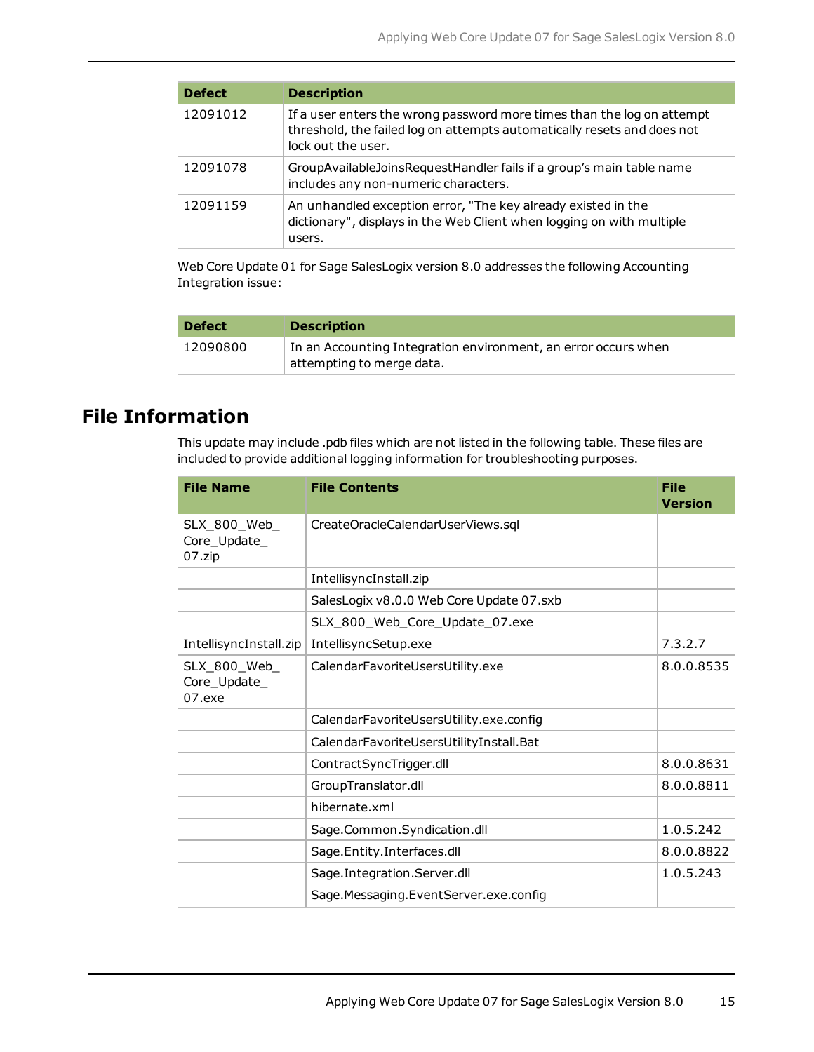| Defect | Description |
| --- | --- |
| 12091012 | If a user enters the wrong password more times than the log on attempt threshold, the failed log on attempts automatically resets and does not lock out the user. |
| 12091078 | GroupAvailableJoinsRequestHandler fails if a group's main table name includes any non-numeric characters. |
| 12091159 | An unhandled exception error, "The key already existed in the dictionary", displays in the Web Client when logging on with multiple users. |

Web Core Update 01 for Sage SalesLogix version 8.0 addresses the following Accounting Integration issue:

| Defect | Description |
| --- | --- |
| 12090800 | In an Accounting Integration environment, an error occurs when attempting to merge data. |

## File Information

This update may include .pdb files which are not listed in the following table. These files are included to provide additional logging information for troubleshooting purposes.

| File Name | File Contents | File Version |
| --- | --- | --- |
| SLX_800_Web_Core_Update_07.zip | CreateOracleCalendarUserViews.sql | |
| | IntellisyncInstall.zip | |
| | SalesLogix v8.0.0 Web Core Update 07.sxb | |
| | SLX_800_Web_Core_Update_07.exe | |
| IntellisyncInstall.zip | IntellisyncSetup.exe | 7.3.2.7 |
| SLX_800_Web_Core_Update_07.exe | CalendarFavoriteUsersUtility.exe | 8.0.0.8535 |
| | CalendarFavoriteUsersUtility.exe.config | |
| | CalendarFavoriteUsersUtilityInstall.Bat | |
| | ContractSyncTrigger.dll | 8.0.0.8631 |
| | GroupTranslator.dll | 8.0.0.8811 |
| | hibernate.xml | |
| | Sage.Common.Syndication.dll | 1.0.5.242 |
| | Sage.Entity.Interfaces.dll | 8.0.0.8822 |
| | Sage.Integration.Server.dll | 1.0.5.243 |
| | Sage.Messaging.EventServer.exe.config | |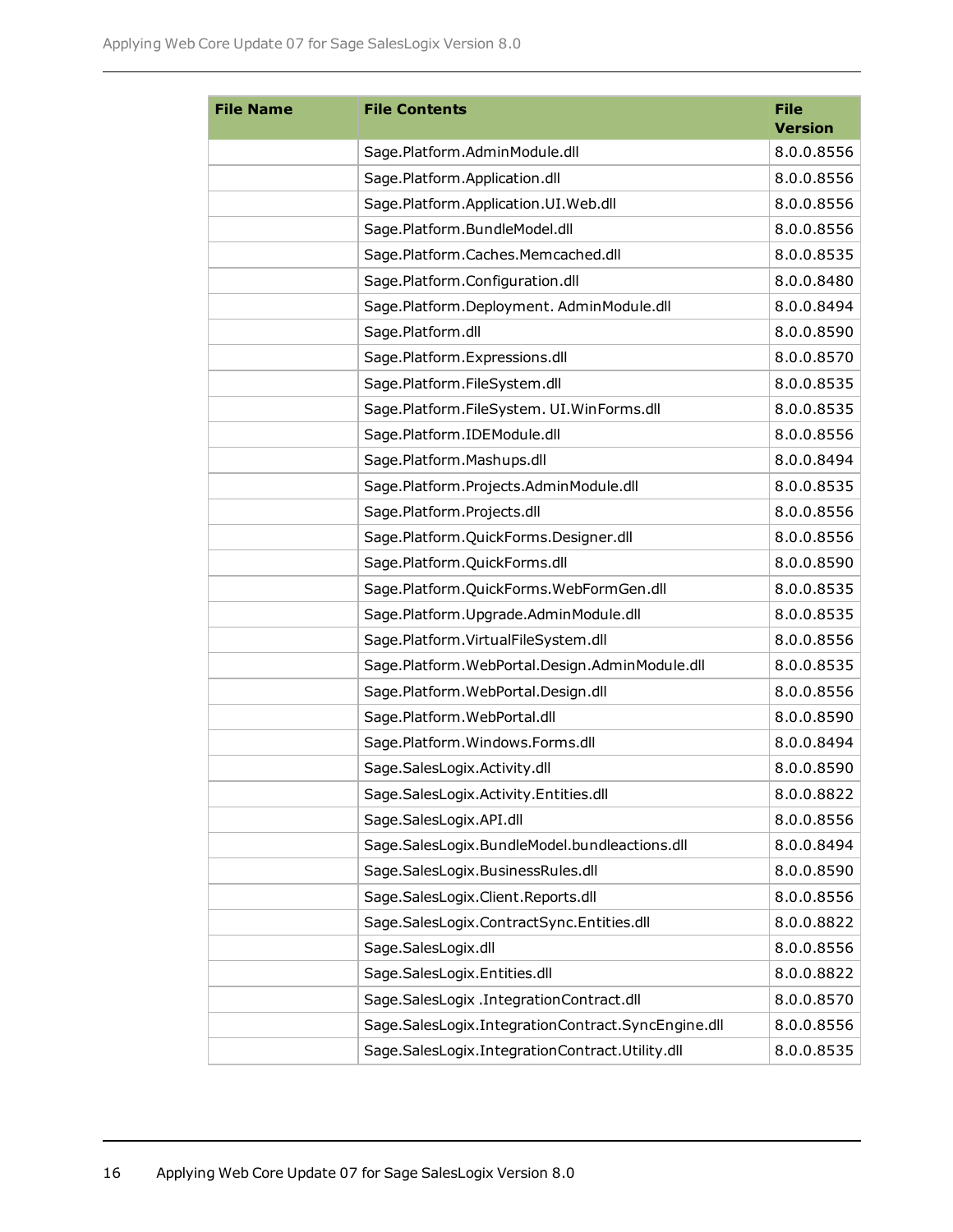| File Name | File Contents | File Version |
| --- | --- | --- |
| | Sage.Platform.AdminModule.dll | 8.0.0.8556 |
| | Sage.Platform.Application.dll | 8.0.0.8556 |
| | Sage.Platform.Application.UI.Web.dll | 8.0.0.8556 |
| | Sage.Platform.BundleModel.dll | 8.0.0.8556 |
| | Sage.Platform.Caches.Memcached.dll | 8.0.0.8535 |
| | Sage.Platform.Configuration.dll | 8.0.0.8480 |
| | Sage.Platform.Deployment. AdminModule.dll | 8.0.0.8494 |
| | Sage.Platform.dll | 8.0.0.8590 |
| | Sage.Platform.Expressions.dll | 8.0.0.8570 |
| | Sage.Platform.FileSystem.dll | 8.0.0.8535 |
| | Sage.Platform.FileSystem. UI.WinForms.dll | 8.0.0.8535 |
| | Sage.Platform.IDEModule.dll | 8.0.0.8556 |
| | Sage.Platform.Mashups.dll | 8.0.0.8494 |
| | Sage.Platform.Projects.AdminModule.dll | 8.0.0.8535 |
| | Sage.Platform.Projects.dll | 8.0.0.8556 |
| | Sage.Platform.QuickForms.Designer.dll | 8.0.0.8556 |
| | Sage.Platform.QuickForms.dll | 8.0.0.8590 |
| | Sage.Platform.QuickForms.WebFormGen.dll | 8.0.0.8535 |
| | Sage.Platform.Upgrade.AdminModule.dll | 8.0.0.8535 |
| | Sage.Platform.VirtualFileSystem.dll | 8.0.0.8556 |
| | Sage.Platform.WebPortal.Design.AdminModule.dll | 8.0.0.8535 |
| | Sage.Platform.WebPortal.Design.dll | 8.0.0.8556 |
| | Sage.Platform.WebPortal.dll | 8.0.0.8590 |
| | Sage.Platform.Windows.Forms.dll | 8.0.0.8494 |
| | Sage.SalesLogix.Activity.dll | 8.0.0.8590 |
| | Sage.SalesLogix.Activity.Entities.dll | 8.0.0.8822 |
| | Sage.SalesLogix.API.dll | 8.0.0.8556 |
| | Sage.SalesLogix.BundleModel.bundleactions.dll | 8.0.0.8494 |
| | Sage.SalesLogix.BusinessRules.dll | 8.0.0.8590 |
| | Sage.SalesLogix.Client.Reports.dll | 8.0.0.8556 |
| | Sage.SalesLogix.ContractSync.Entities.dll | 8.0.0.8822 |
| | Sage.SalesLogix.dll | 8.0.0.8556 |
| | Sage.SalesLogix.Entities.dll | 8.0.0.8822 |
| | Sage.SalesLogix .IntegrationContract.dll | 8.0.0.8570 |
| | Sage.SalesLogix.IntegrationContract.SyncEngine.dll | 8.0.0.8556 |
| | Sage.SalesLogix.IntegrationContract.Utility.dll | 8.0.0.8535 |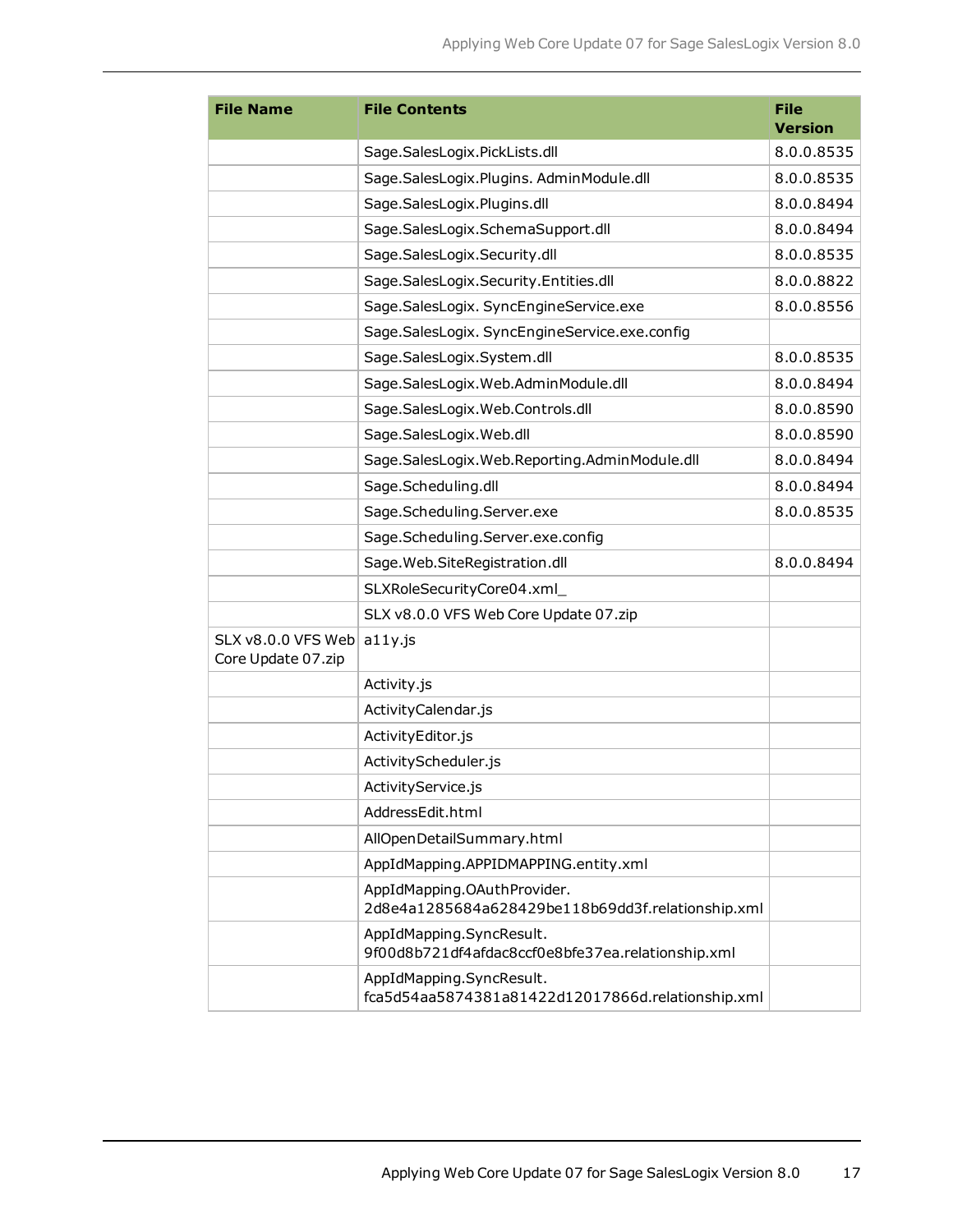| File Name | File Contents | File Version |
|---|---|---|
| | Sage.SalesLogix.PickLists.dll | 8.0.0.8535 |
| | Sage.SalesLogix.Plugins. AdminModule.dll | 8.0.0.8535 |
| | Sage.SalesLogix.Plugins.dll | 8.0.0.8494 |
| | Sage.SalesLogix.SchemaSupport.dll | 8.0.0.8494 |
| | Sage.SalesLogix.Security.dll | 8.0.0.8535 |
| | Sage.SalesLogix.Security.Entities.dll | 8.0.0.8822 |
| | Sage.SalesLogix. SyncEngineService.exe | 8.0.0.8556 |
| | Sage.SalesLogix. SyncEngineService.exe.config | |
| | Sage.SalesLogix.System.dll | 8.0.0.8535 |
| | Sage.SalesLogix.Web.AdminModule.dll | 8.0.0.8494 |
| | Sage.SalesLogix.Web.Controls.dll | 8.0.0.8590 |
| | Sage.SalesLogix.Web.dll | 8.0.0.8590 |
| | Sage.SalesLogix.Web.Reporting.AdminModule.dll | 8.0.0.8494 |
| | Sage.Scheduling.dll | 8.0.0.8494 |
| | Sage.Scheduling.Server.exe | 8.0.0.8535 |
| | Sage.Scheduling.Server.exe.config | |
| | Sage.Web.SiteRegistration.dll | 8.0.0.8494 |
| | SLXRoleSecurityCore04.xml_ | |
| | SLX v8.0.0 VFS Web Core Update 07.zip | |
| SLX v8.0.0 VFS Web Core Update 07.zip | a11y.js | |
| | Activity.js | |
| | ActivityCalendar.js | |
| | ActivityEditor.js | |
| | ActivityScheduler.js | |
| | ActivityService.js | |
| | AddressEdit.html | |
| | AllOpenDetailSummary.html | |
| | AppIdMapping.APPIDMAPPING.entity.xml | |
| | AppIdMapping.OAuthProvider. 2d8e4a1285684a628429be118b69dd3f.relationship.xml | |
| | AppIdMapping.SyncResult. 9f00d8b721df4afdac8ccf0e8bfe37ea.relationship.xml | |
| | AppIdMapping.SyncResult. fca5d54aa5874381a81422d12017866d.relationship.xml | |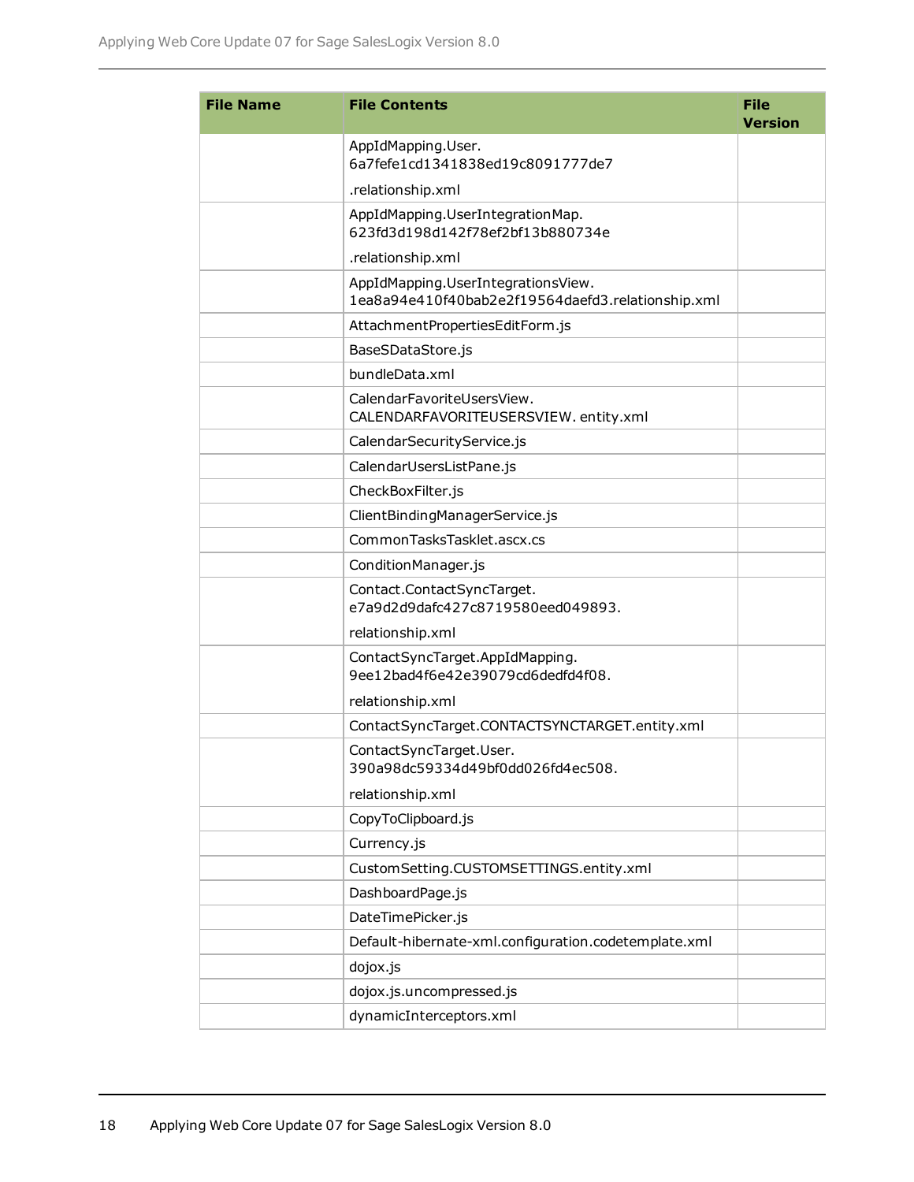| File Name | File Contents | File Version |
|---|---|---|
| | AppIdMapping.User. 6a7fefe1cd1341838ed19c8091777de7 .relationship.xml | |
| | AppIdMapping.UserIntegrationMap. 623fd3d198d142f78ef2bf13b880734e .relationship.xml | |
| | AppIdMapping.UserIntegrationsView. 1ea8a94e410f40bab2e2f19564daefd3.relationship.xml | |
| | AttachmentPropertiesEditForm.js | |
| | BaseSDataStore.js | |
| | bundleData.xml | |
| | CalendarFavoriteUsersView. CALENDARFAVORITEUSERSVIEW. entity.xml | |
| | CalendarSecurityService.js | |
| | CalendarUsersListPane.js | |
| | CheckBoxFilter.js | |
| | ClientBindingManagerService.js | |
| | CommonTasksTasklet.ascx.cs | |
| | ConditionManager.js | |
| | Contact.ContactSyncTarget. e7a9d2d9dafc427c8719580eed049893. relationship.xml | |
| | ContactSyncTarget.AppIdMapping. 9ee12bad4f6e42e39079cd6dedfd4f08. relationship.xml | |
| | ContactSyncTarget.CONTACTSYNCTARGET.entity.xml | |
| | ContactSyncTarget.User. 390a98dc59334d49bf0dd026fd4ec508. relationship.xml | |
| | CopyToClipboard.js | |
| | Currency.js | |
| | CustomSetting.CUSTOMSETTINGS.entity.xml | |
| | DashboardPage.js | |
| | DateTimePicker.js | |
| | Default-hibernate-xml.configuration.codetemplate.xml | |
| | dojox.js | |
| | dojox.js.uncompressed.js | |
| | dynamicInterceptors.xml | |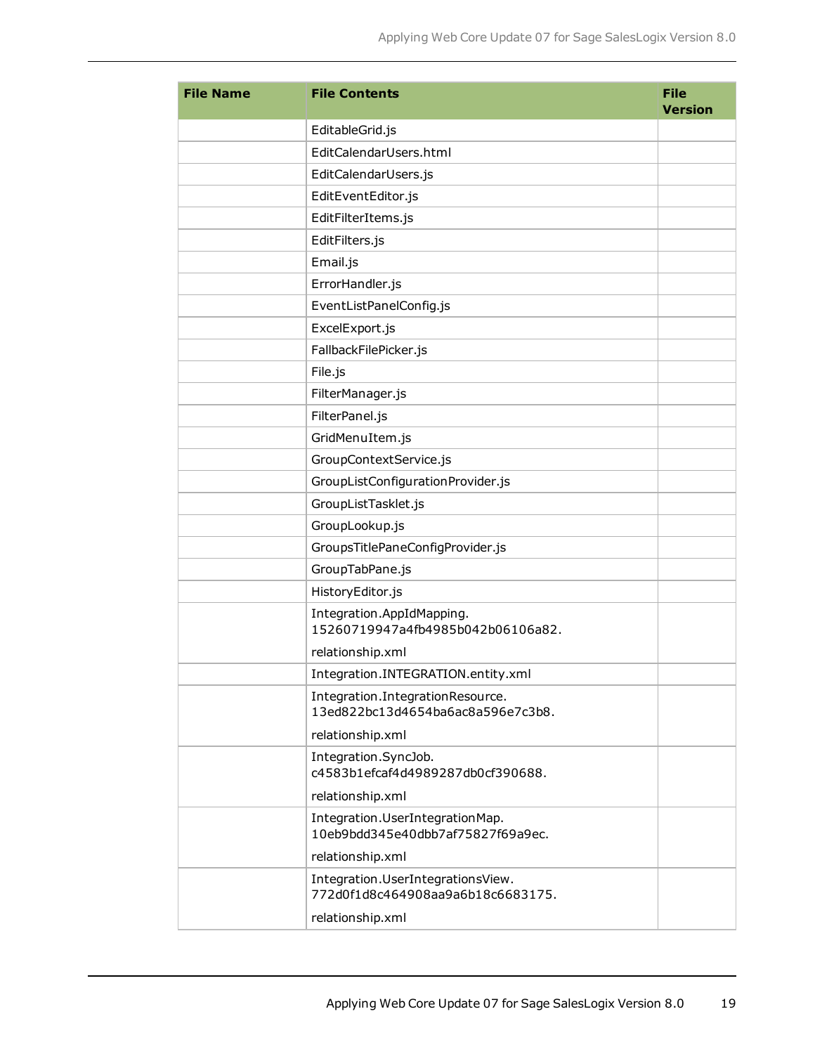| File Name | File Contents | File Version |
| --- | --- | --- |
| | EditableGrid.js | |
| | EditCalendarUsers.html | |
| | EditCalendarUsers.js | |
| | EditEventEditor.js | |
| | EditFilterItems.js | |
| | EditFilters.js | |
| | Email.js | |
| | ErrorHandler.js | |
| | EventListPanelConfig.js | |
| | ExcelExport.js | |
| | FallbackFilePicker.js | |
| | File.js | |
| | FilterManager.js | |
| | FilterPanel.js | |
| | GridMenuItem.js | |
| | GroupContextService.js | |
| | GroupListConfigurationProvider.js | |
| | GroupListTasklet.js | |
| | GroupLookup.js | |
| | GroupsTitlePaneConfigProvider.js | |
| | GroupTabPane.js | |
| | HistoryEditor.js | |
| | Integration.AppIdMapping. 15260719947a4fb4985b042b06106a82. relationship.xml | |
| | Integration.INTEGRATION.entity.xml | |
| | Integration.IntegrationResource. 13ed822bc13d4654ba6ac8a596e7c3b8. relationship.xml | |
| | Integration.SyncJob. c4583b1efcaf4d4989287db0cf390688. relationship.xml | |
| | Integration.UserIntegrationMap. 10eb9bdd345e40dbb7af75827f69a9ec. relationship.xml | |
| | Integration.UserIntegrationsView. 772d0f1d8c464908aa9a6b18c6683175. relationship.xml | |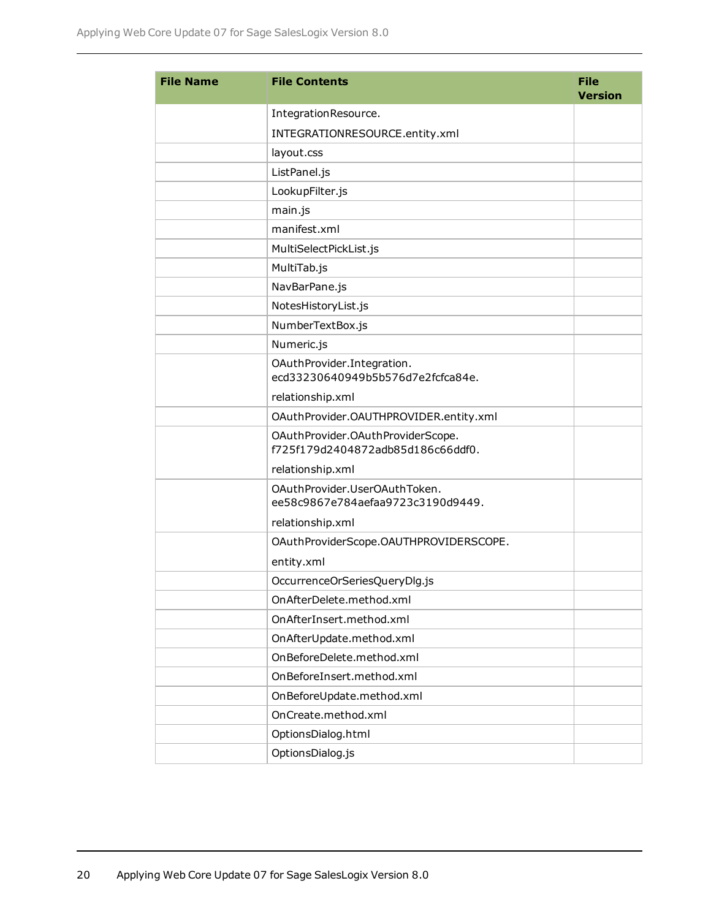| File Name | File Contents | File Version |
| --- | --- | --- |
| | IntegrationResource. INTEGRATIONRESOURCE.entity.xml | |
| | layout.css | |
| | ListPanel.js | |
| | LookupFilter.js | |
| | main.js | |
| | manifest.xml | |
| | MultiSelectPickList.js | |
| | MultiTab.js | |
| | NavBarPane.js | |
| | NotesHistoryList.js | |
| | NumberTextBox.js | |
| | Numeric.js | |
| | OAuthProvider.Integration. ecd33230640949b5b576d7e2fcfca84e. relationship.xml | |
| | OAuthProvider.OAUTHPROVIDER.entity.xml | |
| | OAuthProvider.OAuthProviderScope. f725f179d2404872adb85d186c66ddf0. relationship.xml | |
| | OAuthProvider.UserOAuthToken. ee58c9867e784aefaa9723c3190d9449. relationship.xml | |
| | OAuthProviderScope.OAUTHPROVIDERSCOPE. entity.xml | |
| | OccurrenceOrSeriesQueryDlg.js | |
| | OnAfterDelete.method.xml | |
| | OnAfterInsert.method.xml | |
| | OnAfterUpdate.method.xml | |
| | OnBeforeDelete.method.xml | |
| | OnBeforeInsert.method.xml | |
| | OnBeforeUpdate.method.xml | |
| | OnCreate.method.xml | |
| | OptionsDialog.html | |
| | OptionsDialog.js | |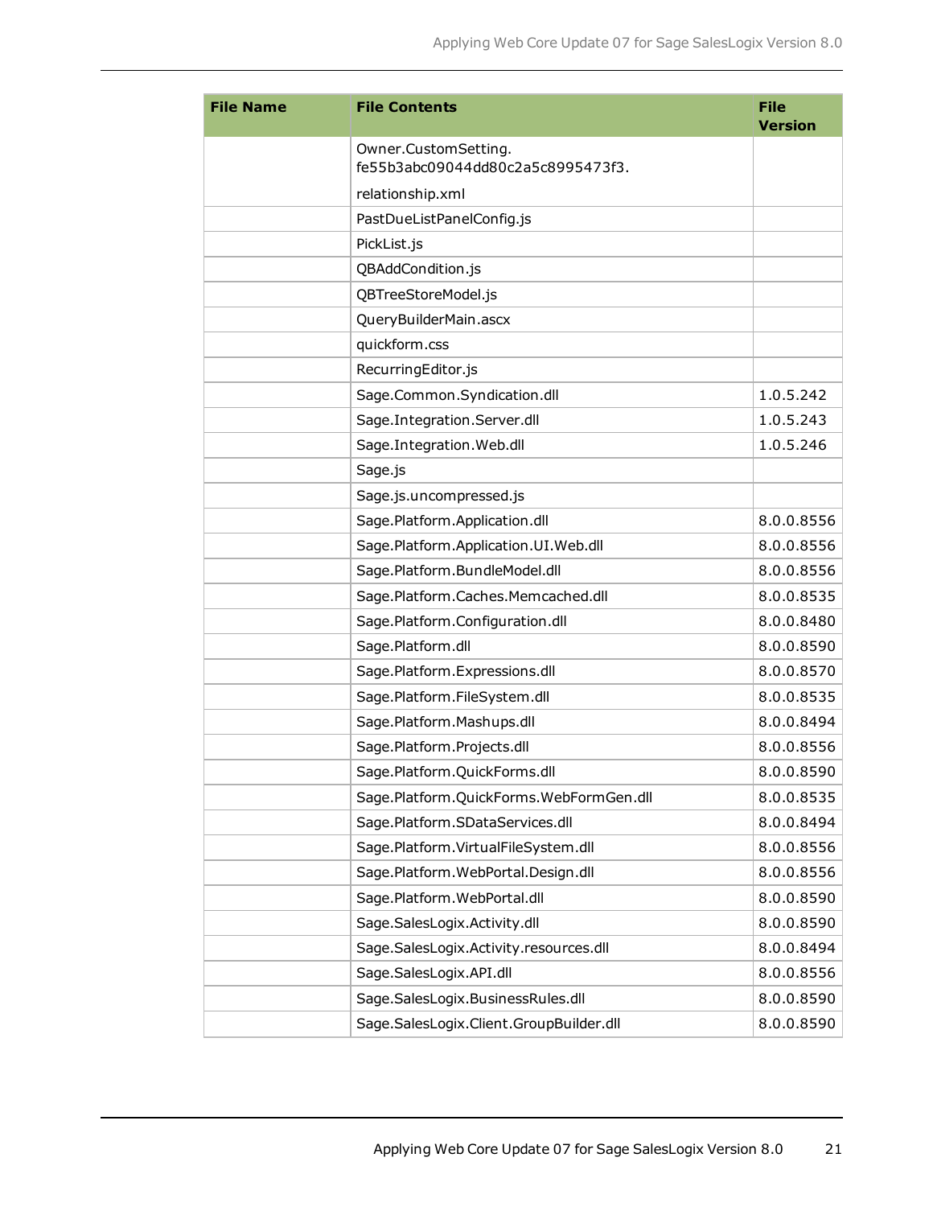| File Name | File Contents | File Version |
| --- | --- | --- |
| | Owner.CustomSetting. fe55b3abc09044dd80c2a5c8995473f3. relationship.xml | |
| | PastDueListPanelConfig.js | |
| | PickList.js | |
| | QBAddCondition.js | |
| | QBTreeStoreModel.js | |
| | QueryBuilderMain.ascx | |
| | quickform.css | |
| | RecurringEditor.js | |
| | Sage.Common.Syndication.dll | 1.0.5.242 |
| | Sage.Integration.Server.dll | 1.0.5.243 |
| | Sage.Integration.Web.dll | 1.0.5.246 |
| | Sage.js | |
| | Sage.js.uncompressed.js | |
| | Sage.Platform.Application.dll | 8.0.0.8556 |
| | Sage.Platform.Application.UI.Web.dll | 8.0.0.8556 |
| | Sage.Platform.BundleModel.dll | 8.0.0.8556 |
| | Sage.Platform.Caches.Memcached.dll | 8.0.0.8535 |
| | Sage.Platform.Configuration.dll | 8.0.0.8480 |
| | Sage.Platform.dll | 8.0.0.8590 |
| | Sage.Platform.Expressions.dll | 8.0.0.8570 |
| | Sage.Platform.FileSystem.dll | 8.0.0.8535 |
| | Sage.Platform.Mashups.dll | 8.0.0.8494 |
| | Sage.Platform.Projects.dll | 8.0.0.8556 |
| | Sage.Platform.QuickForms.dll | 8.0.0.8590 |
| | Sage.Platform.QuickForms.WebFormGen.dll | 8.0.0.8535 |
| | Sage.Platform.SDataServices.dll | 8.0.0.8494 |
| | Sage.Platform.VirtualFileSystem.dll | 8.0.0.8556 |
| | Sage.Platform.WebPortal.Design.dll | 8.0.0.8556 |
| | Sage.Platform.WebPortal.dll | 8.0.0.8590 |
| | Sage.SalesLogix.Activity.dll | 8.0.0.8590 |
| | Sage.SalesLogix.Activity.resources.dll | 8.0.0.8494 |
| | Sage.SalesLogix.API.dll | 8.0.0.8556 |
| | Sage.SalesLogix.BusinessRules.dll | 8.0.0.8590 |
| | Sage.SalesLogix.Client.GroupBuilder.dll | 8.0.0.8590 |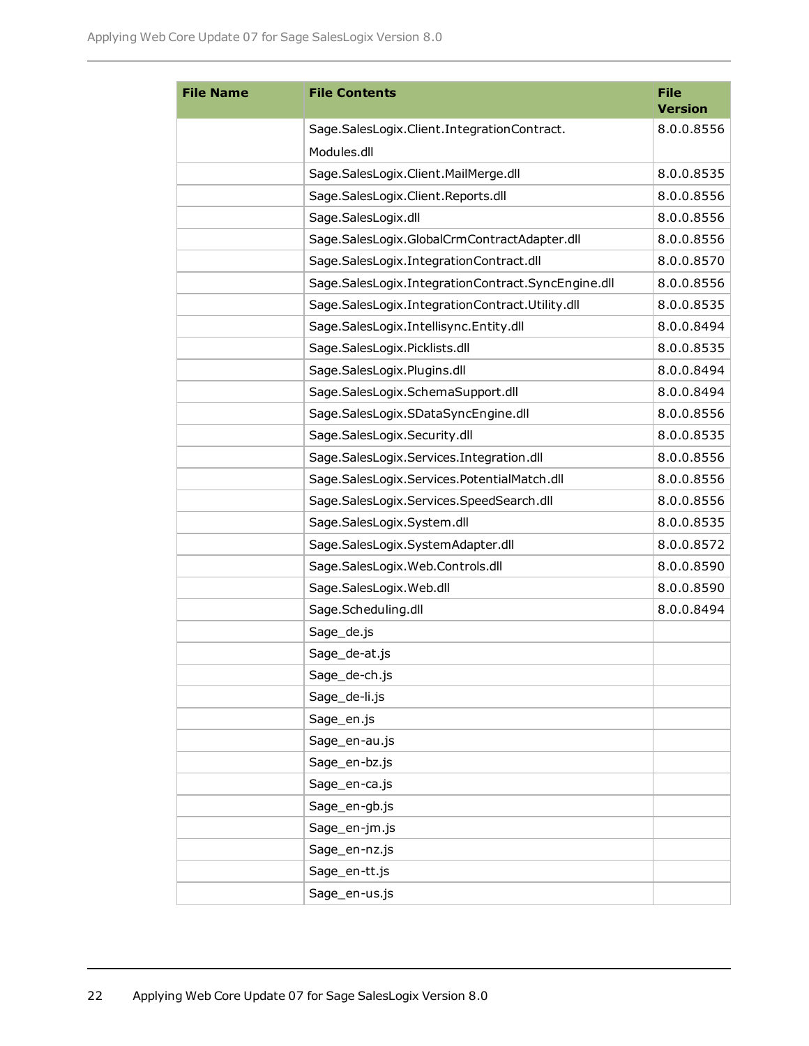| File Name | File Contents | File Version |
| --- | --- | --- |
| | Sage.SalesLogix.Client.IntegrationContract.Modules.dll | 8.0.0.8556 |
| | Sage.SalesLogix.Client.MailMerge.dll | 8.0.0.8535 |
| | Sage.SalesLogix.Client.Reports.dll | 8.0.0.8556 |
| | Sage.SalesLogix.dll | 8.0.0.8556 |
| | Sage.SalesLogix.GlobalCrmContractAdapter.dll | 8.0.0.8556 |
| | Sage.SalesLogix.IntegrationContract.dll | 8.0.0.8570 |
| | Sage.SalesLogix.IntegrationContract.SyncEngine.dll | 8.0.0.8556 |
| | Sage.SalesLogix.IntegrationContract.Utility.dll | 8.0.0.8535 |
| | Sage.SalesLogix.Intellisync.Entity.dll | 8.0.0.8494 |
| | Sage.SalesLogix.Picklists.dll | 8.0.0.8535 |
| | Sage.SalesLogix.Plugins.dll | 8.0.0.8494 |
| | Sage.SalesLogix.SchemaSupport.dll | 8.0.0.8494 |
| | Sage.SalesLogix.SDataSyncEngine.dll | 8.0.0.8556 |
| | Sage.SalesLogix.Security.dll | 8.0.0.8535 |
| | Sage.SalesLogix.Services.Integration.dll | 8.0.0.8556 |
| | Sage.SalesLogix.Services.PotentialMatch.dll | 8.0.0.8556 |
| | Sage.SalesLogix.Services.SpeedSearch.dll | 8.0.0.8556 |
| | Sage.SalesLogix.System.dll | 8.0.0.8535 |
| | Sage.SalesLogix.SystemAdapter.dll | 8.0.0.8572 |
| | Sage.SalesLogix.Web.Controls.dll | 8.0.0.8590 |
| | Sage.SalesLogix.Web.dll | 8.0.0.8590 |
| | Sage.Scheduling.dll | 8.0.0.8494 |
| | Sage_de.js | |
| | Sage_de-at.js | |
| | Sage_de-ch.js | |
| | Sage_de-li.js | |
| | Sage_en.js | |
| | Sage_en-au.js | |
| | Sage_en-bz.js | |
| | Sage_en-ca.js | |
| | Sage_en-gb.js | |
| | Sage_en-jm.js | |
| | Sage_en-nz.js | |
| | Sage_en-tt.js | |
| | Sage_en-us.js | |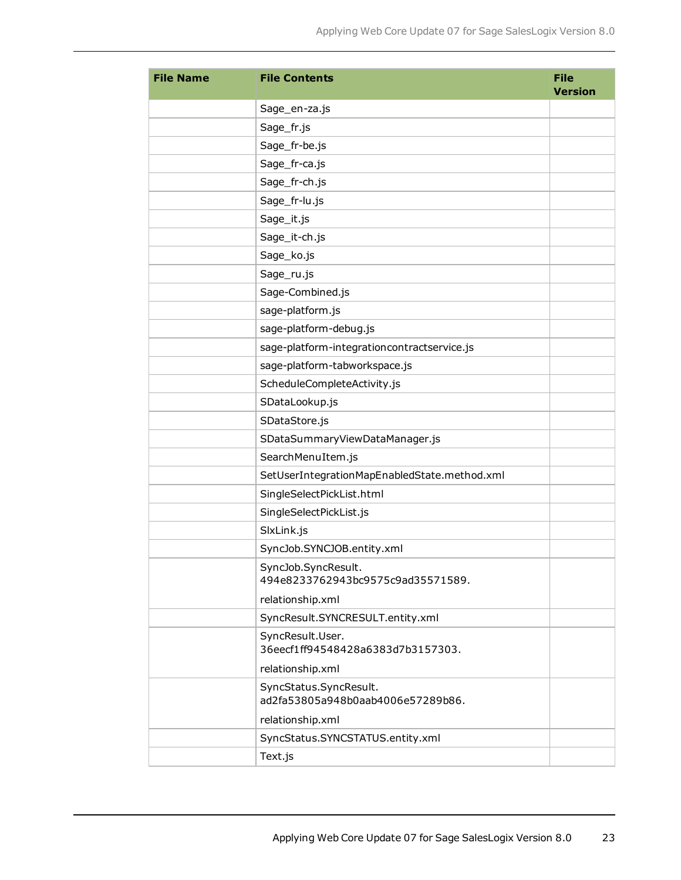| File Name | File Contents | File Version |
|---|---|---|
| | Sage_en-za.js | |
| | Sage_fr.js | |
| | Sage_fr-be.js | |
| | Sage_fr-ca.js | |
| | Sage_fr-ch.js | |
| | Sage_fr-lu.js | |
| | Sage_it.js | |
| | Sage_it-ch.js | |
| | Sage_ko.js | |
| | Sage_ru.js | |
| | Sage-Combined.js | |
| | sage-platform.js | |
| | sage-platform-debug.js | |
| | sage-platform-integrationcontractservice.js | |
| | sage-platform-tabworkspace.js | |
| | ScheduleCompleteActivity.js | |
| | SDataLookup.js | |
| | SDataStore.js | |
| | SDataSummaryViewDataManager.js | |
| | SearchMenuItem.js | |
| | SetUserIntegrationMapEnabledState.method.xml | |
| | SingleSelectPickList.html | |
| | SingleSelectPickList.js | |
| | SlxLink.js | |
| | SyncJob.SYNCJOB.entity.xml | |
| | SyncJob.SyncResult. 494e8233762943bc9575c9ad35571589. relationship.xml | |
| | SyncResult.SYNCRESULT.entity.xml | |
| | SyncResult.User. 36eecf1ff94548428a6383d7b3157303. relationship.xml | |
| | SyncStatus.SyncResult. ad2fa53805a948b0aab4006e57289b86. relationship.xml | |
| | SyncStatus.SYNCSTATUS.entity.xml | |
| | Text.js | |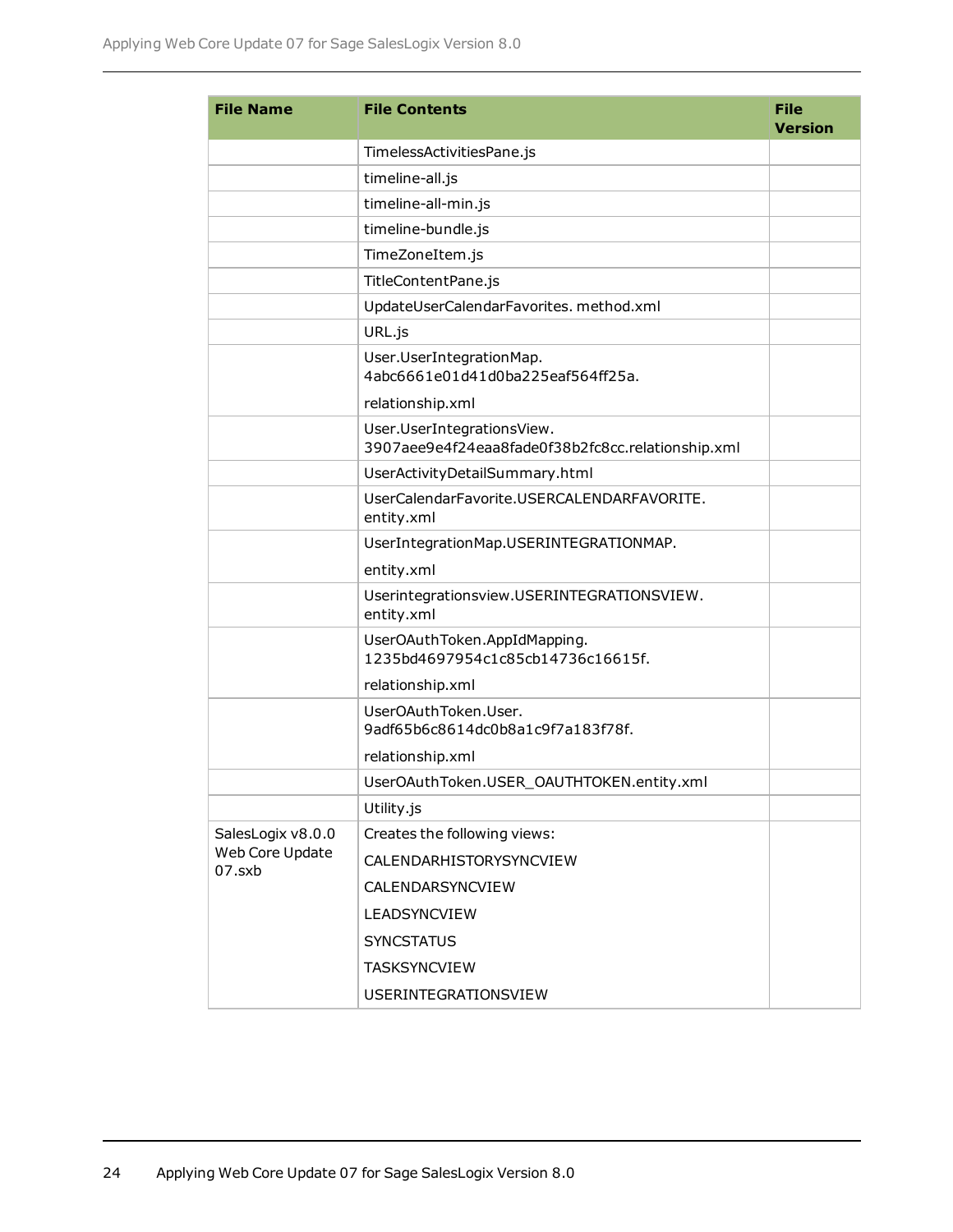| File Name | File Contents | File Version |
|---|---|---|
| | TimelessActivitiesPane.js | |
| | timeline-all.js | |
| | timeline-all-min.js | |
| | timeline-bundle.js | |
| | TimeZoneItem.js | |
| | TitleContentPane.js | |
| | UpdateUserCalendarFavorites. method.xml | |
| | URL.js | |
| | User.UserIntegrationMap. 4abc6661e01d41d0ba225eaf564ff25a. relationship.xml | |
| | User.UserIntegrationsView. 3907aee9e4f24eaa8fade0f38b2fc8cc.relationship.xml | |
| | UserActivityDetailSummary.html | |
| | UserCalendarFavorite.USERCALENDARFAVORITE. entity.xml | |
| | UserIntegrationMap.USERINTEGRATIONMAP. entity.xml | |
| | Userintegrationsview.USERINTEGRATIONSVIEW. entity.xml | |
| | UserOAuthToken.AppIdMapping. 1235bd4697954c1c85cb14736c16615f. relationship.xml | |
| | UserOAuthToken.User. 9adf65b6c8614dc0b8a1c9f7a183f78f. relationship.xml | |
| | UserOAuthToken.USER_OAUTHTOKEN.entity.xml | |
| | Utility.js | |
| SalesLogix v8.0.0 Web Core Update 07.sxb | Creates the following views:<br>CALENDARHISTORYSYNCVIEW<br>CALENDARSYNCVIEW<br>LEADSYNCVIEW<br>SYNCSTATUS<br>TASKSYNCVIEW<br>USERINTEGRATIONSVIEW | |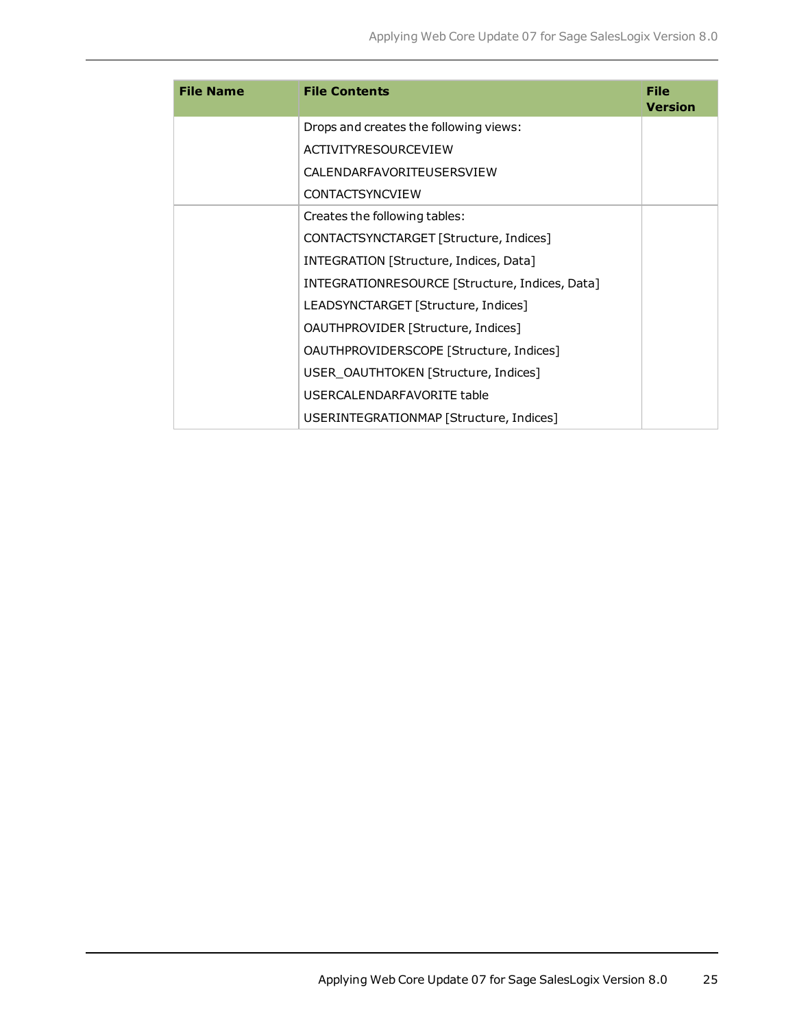| File Name | File Contents | File Version |
|---|---|---|
| | Drops and creates the following views:<br>ACTIVITYRESOURCEVIEW<br>CALENDARFAVORITEUSERSVIEW<br>CONTACTSYNCVIEW | |
| | Creates the following tables:<br>CONTACTSYNCTARGET [Structure, Indices]<br>INTEGRATION [Structure, Indices, Data]<br>INTEGRATIONRESOURCE [Structure, Indices, Data]<br>LEADSYNCTARGET [Structure, Indices]<br>OAUTHPROVIDER [Structure, Indices]<br>OAUTHPROVIDERSCOPE [Structure, Indices]<br>USER_OAUTHTOKEN [Structure, Indices]<br>USERCALENDARFAVORITE table<br>USERINTEGRATIONMAP [Structure, Indices] | |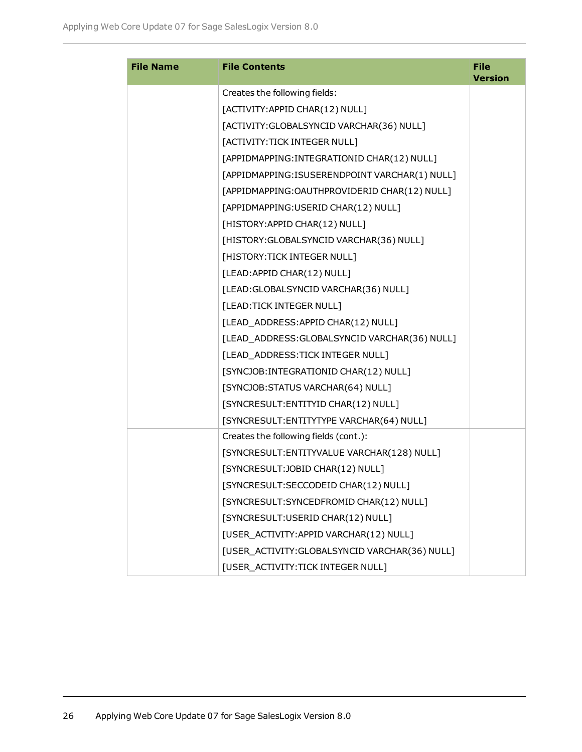| File Name | File Contents | File Version |
| --- | --- | --- |
| | Creates the following fields:<br>[ACTIVITY:APPID CHAR(12) NULL]<br>[ACTIVITY:GLOBALSYNCID VARCHAR(36) NULL]<br>[ACTIVITY:TICK INTEGER NULL]<br>[APPIDMAPPING:INTEGRATIONID CHAR(12) NULL]<br>[APPIDMAPPING:ISUSERENDPOINT VARCHAR(1) NULL]<br>[APPIDMAPPING:OAUTHPROVIDERID CHAR(12) NULL]<br>[APPIDMAPPING:USERID CHAR(12) NULL]<br>[HISTORY:APPID CHAR(12) NULL]<br>[HISTORY:GLOBALSYNCID VARCHAR(36) NULL]<br>[HISTORY:TICK INTEGER NULL]<br>[LEAD:APPID CHAR(12) NULL]<br>[LEAD:GLOBALSYNCID VARCHAR(36) NULL]<br>[LEAD:TICK INTEGER NULL]<br>[LEAD_ADDRESS:APPID CHAR(12) NULL]<br>[LEAD_ADDRESS:GLOBALSYNCID VARCHAR(36) NULL]<br>[LEAD_ADDRESS:TICK INTEGER NULL]<br>[SYNCJOB:INTEGRATIONID CHAR(12) NULL]<br>[SYNCJOB:STATUS VARCHAR(64) NULL]<br>[SYNCRESULT:ENTITYID CHAR(12) NULL]<br>[SYNCRESULT:ENTITYTYPE VARCHAR(64) NULL] | |
| | Creates the following fields (cont.):<br>[SYNCRESULT:ENTITYVALUE VARCHAR(128) NULL]<br>[SYNCRESULT:JOBID CHAR(12) NULL]<br>[SYNCRESULT:SECCODEID CHAR(12) NULL]<br>[SYNCRESULT:SYNCEDFROMID CHAR(12) NULL]<br>[SYNCRESULT:USERID CHAR(12) NULL]<br>[USER_ACTIVITY:APPID VARCHAR(12) NULL]<br>[USER_ACTIVITY:GLOBALSYNCID VARCHAR(36) NULL]<br>[USER_ACTIVITY:TICK INTEGER NULL] | |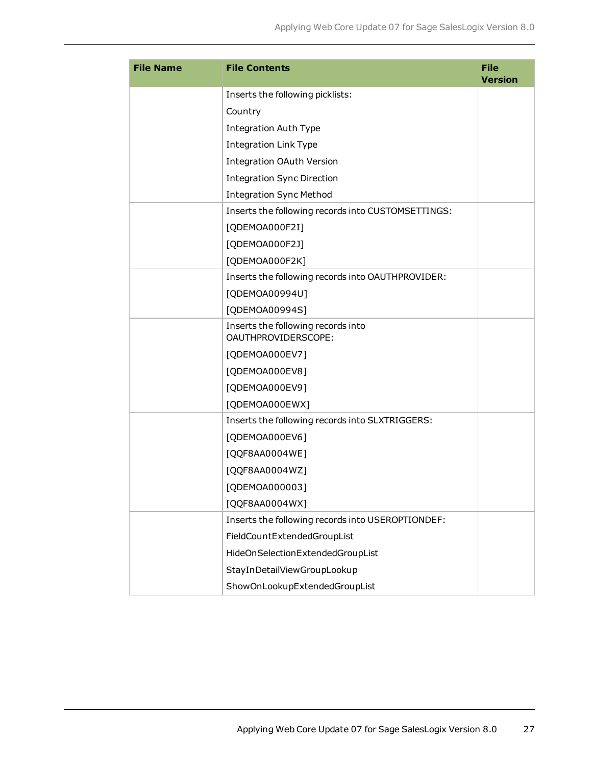| File Name | File Contents | File Version |
| --- | --- | --- |
| | Inserts the following picklists:<br>Country<br>Integration Auth Type<br>Integration Link Type<br>Integration OAuth Version<br>Integration Sync Direction<br>Integration Sync Method | |
| | Inserts the following records into CUSTOMSETTINGS:<br>[QDEMOA000F2I]<br>[QDEMOA000F2J]<br>[QDEMOA000F2K] | |
| | Inserts the following records into OAUTHPROVIDER:<br>[QDEMOA00994U]<br>[QDEMOA00994S] | |
| | Inserts the following records into OAUTHPROVIDERSCOPE:<br>[QDEMOA000EV7]<br>[QDEMOA000EV8]<br>[QDEMOA000EV9]<br>[QDEMOA000EWX] | |
| | Inserts the following records into SLXTRIGGERS:<br>[QDEMOA000EV6]<br>[QQF8AA0004WE]<br>[QQF8AA0004WZ]<br>[QDEMOA000003]<br>[QQF8AA0004WX] | |
| | Inserts the following records into USEROPTIONDEF:<br>FieldCountExtendedGroupList<br>HideOnSelectionExtendedGroupList<br>StayInDetailViewGroupLookup<br>ShowOnLookupExtendedGroupList | |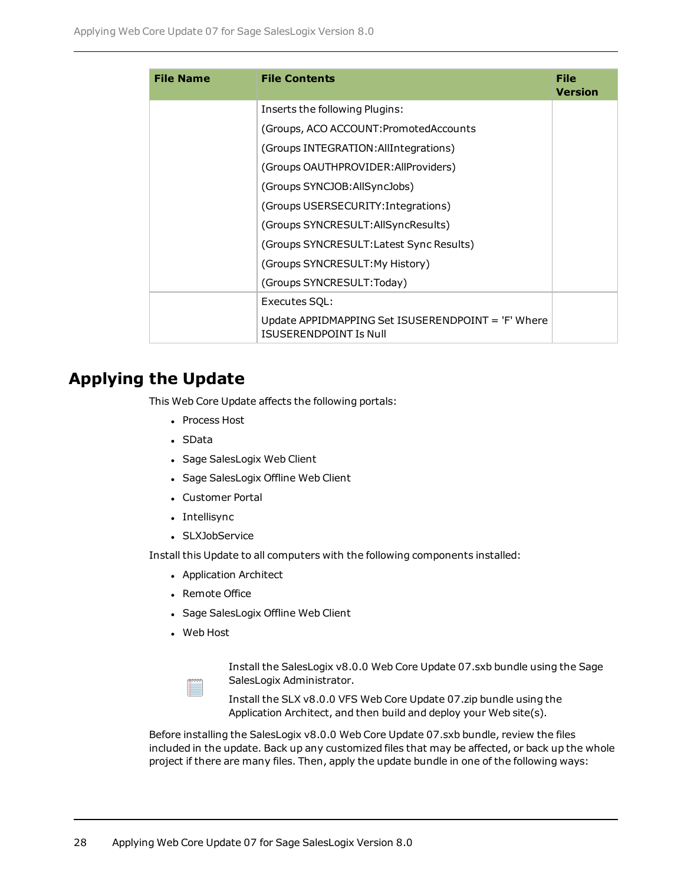| File Name | File Contents | File Version |
|---|---|---|
| | Inserts the following Plugins:<br>(Groups, ACO ACCOUNT:PromotedAccounts<br>(Groups INTEGRATION:AllIntegrations)<br>(Groups OAUTHPROVIDER:AllProviders)<br>(Groups SYNCJOB:AllSyncJobs)<br>(Groups USERSECURITY:Integrations)<br>(Groups SYNCRESULT:AllSyncResults)<br>(Groups SYNCRESULT:Latest Sync Results)<br>(Groups SYNCRESULT:My History)<br>(Groups SYNCRESULT:Today) | |
| | Executes SQL:<br>Update APPIDMAPPING Set ISUSERENDPOINT = 'F' Where ISUSERENDPOINT Is Null | |

## Applying the Update

This Web Core Update affects the following portals:

- Process Host
- SData
- Sage SalesLogix Web Client
- Sage SalesLogix Offline Web Client
- Customer Portal
- Intellisync
- SLXJobService

Install this Update to all computers with the following components installed:

- Application Architect
- Remote Office
- Sage SalesLogix Offline Web Client
- Web Host

Install the SalesLogix v8.0.0 Web Core Update 07.sxb bundle using the Sage SalesLogix Administrator.

Install the SLX v8.0.0 VFS Web Core Update 07.zip bundle using the Application Architect, and then build and deploy your Web site(s).

Before installing the SalesLogix v8.0.0 Web Core Update 07.sxb bundle, review the files included in the update. Back up any customized files that may be affected, or back up the whole project if there are many files. Then, apply the update bundle in one of the following ways: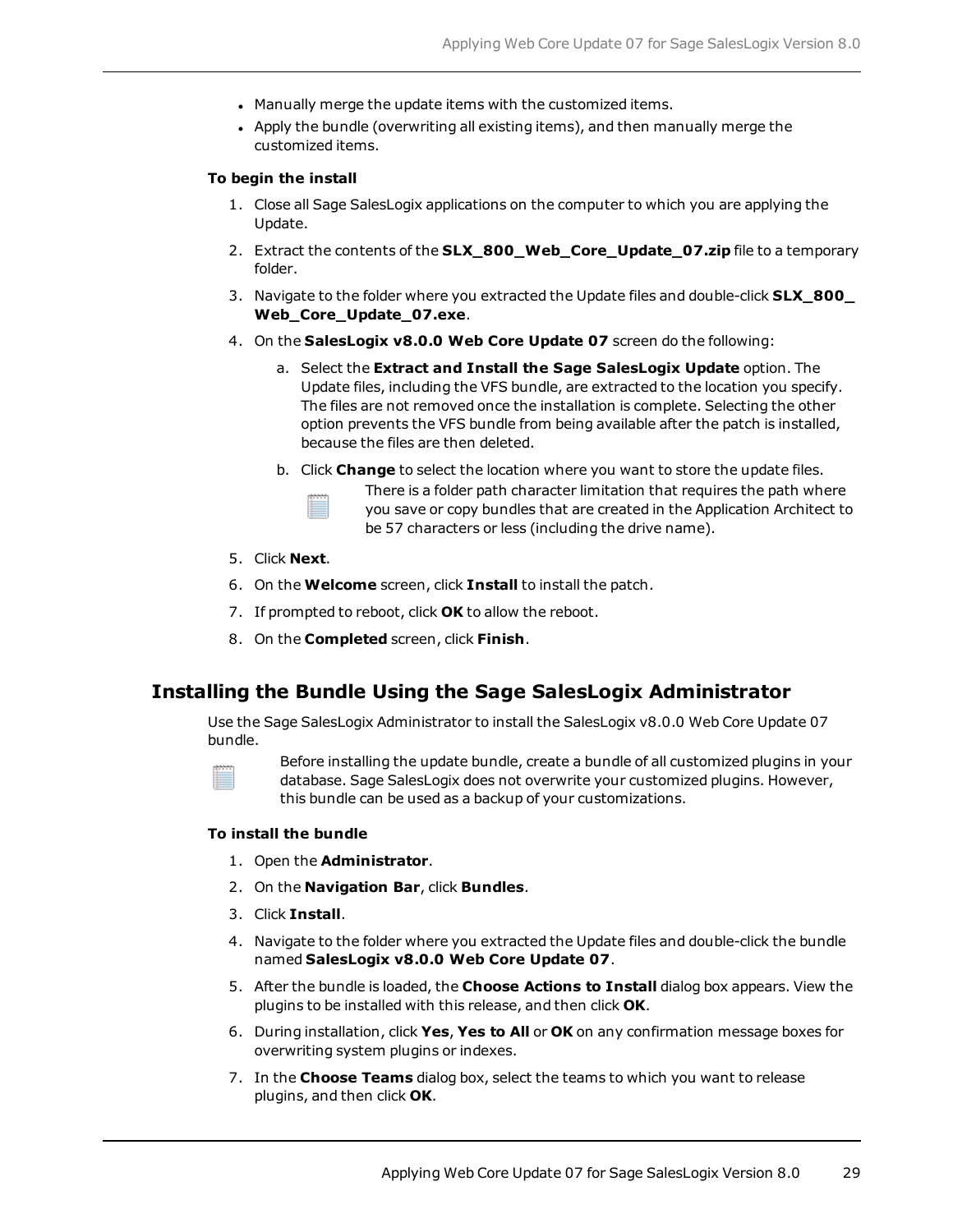- Manually merge the update items with the customized items.
- Apply the bundle (overwriting all existing items), and then manually merge the customized items.

**To begin the install**

1. Close all Sage SalesLogix applications on the computer to which you are applying the Update.
2. Extract the contents of the **SLX_800_Web_Core_Update_07.zip** file to a temporary folder.
3. Navigate to the folder where you extracted the Update files and double-click **SLX_800_Web_Core_Update_07.exe**.
4. On the **SalesLogix v8.0.0 Web Core Update 07** screen do the following:
   a. Select the **Extract and Install the Sage SalesLogix Update** option. The Update files, including the VFS bundle, are extracted to the location you specify. The files are not removed once the installation is complete. Selecting the other option prevents the VFS bundle from being available after the patch is installed, because the files are then deleted.
   b. Click **Change** to select the location where you want to store the update files.

      There is a folder path character limitation that requires the path where you save or copy bundles that are created in the Application Architect to be 57 characters or less (including the drive name).
5. Click **Next**.
6. On the **Welcome** screen, click **Install** to install the patch.
7. If prompted to reboot, click **OK** to allow the reboot.
8. On the **Completed** screen, click **Finish**.

## Installing the Bundle Using the Sage SalesLogix Administrator

Use the Sage SalesLogix Administrator to install the SalesLogix v8.0.0 Web Core Update 07 bundle.

Before installing the update bundle, create a bundle of all customized plugins in your database. Sage SalesLogix does not overwrite your customized plugins. However, this bundle can be used as a backup of your customizations.

**To install the bundle**

1. Open the **Administrator**.
2. On the **Navigation Bar**, click **Bundles**.
3. Click **Install**.
4. Navigate to the folder where you extracted the Update files and double-click the bundle named **SalesLogix v8.0.0 Web Core Update 07**.
5. After the bundle is loaded, the **Choose Actions to Install** dialog box appears. View the plugins to be installed with this release, and then click **OK**.
6. During installation, click **Yes**, **Yes to All** or **OK** on any confirmation message boxes for overwriting system plugins or indexes.
7. In the **Choose Teams** dialog box, select the teams to which you want to release plugins, and then click **OK**.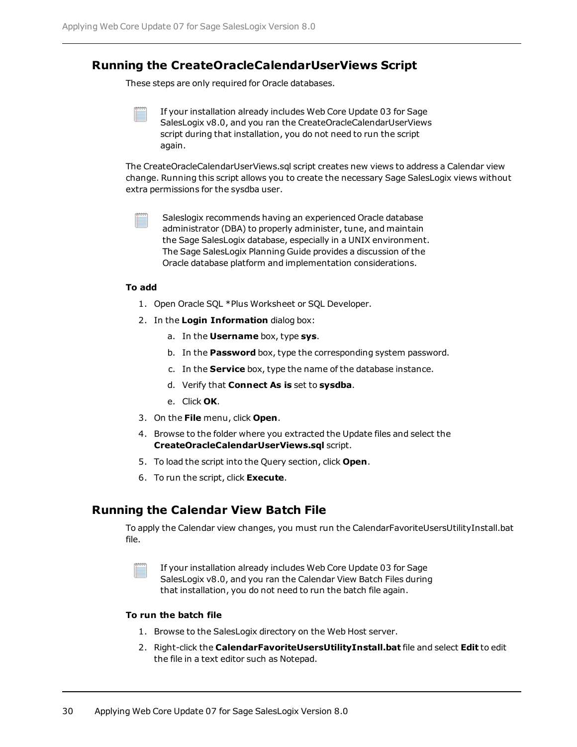## Running the CreateOracleCalendarUserViews Script

These steps are only required for Oracle databases.

> If your installation already includes Web Core Update 03 for Sage SalesLogix v8.0, and you ran the CreateOracleCalendarUserViews script during that installation, you do not need to run the script again.

The CreateOracleCalendarUserViews.sql script creates new views to address a Calendar view change. Running this script allows you to create the necessary Sage SalesLogix views without extra permissions for the sysdba user.

> Saleslogix recommends having an experienced Oracle database administrator (DBA) to properly administer, tune, and maintain the Sage SalesLogix database, especially in a UNIX environment. The Sage SalesLogix Planning Guide provides a discussion of the Oracle database platform and implementation considerations.

**To add**

1. Open Oracle SQL *Plus Worksheet or SQL Developer.
2. In the **Login Information** dialog box:
   a. In the **Username** box, type **sys**.
   b. In the **Password** box, type the corresponding system password.
   c. In the **Service** box, type the name of the database instance.
   d. Verify that **Connect As is** set to **sysdba**.
   e. Click **OK**.
3. On the **File** menu, click **Open**.
4. Browse to the folder where you extracted the Update files and select the **CreateOracleCalendarUserViews.sql** script.
5. To load the script into the Query section, click **Open**.
6. To run the script, click **Execute**.

## Running the Calendar View Batch File

To apply the Calendar view changes, you must run the CalendarFavoriteUsersUtilityInstall.bat file.

> If your installation already includes Web Core Update 03 for Sage SalesLogix v8.0, and you ran the Calendar View Batch Files during that installation, you do not need to run the batch file again.

**To run the batch file**

1. Browse to the SalesLogix directory on the Web Host server.
2. Right-click the **CalendarFavoriteUsersUtilityInstall.bat** file and select **Edit** to edit the file in a text editor such as Notepad.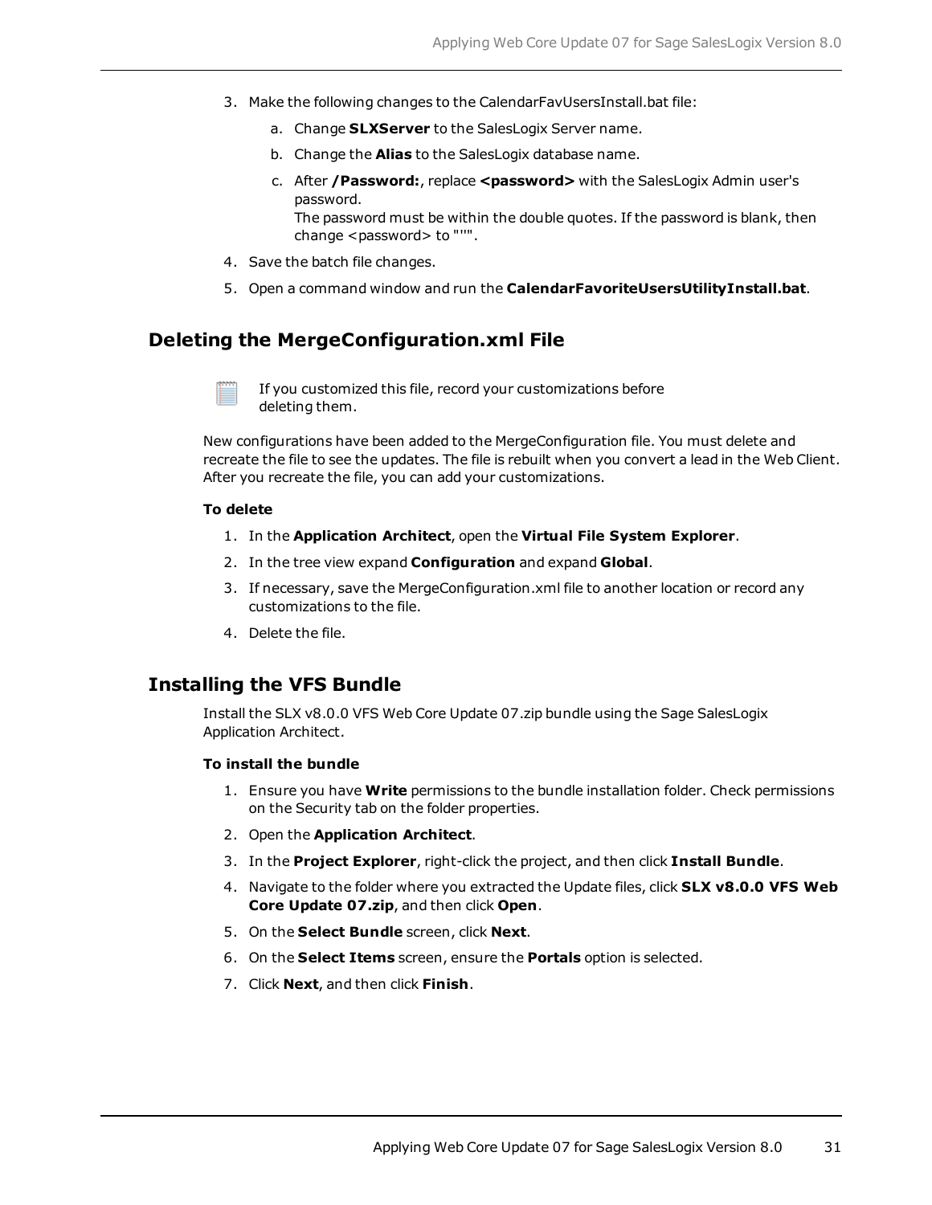3. Make the following changes to the CalendarFavUsersInstall.bat file:
   a. Change **SLXServer** to the SalesLogix Server name.
   b. Change the **Alias** to the SalesLogix database name.
   c. After **/Password:**, replace **<password>** with the SalesLogix Admin user's password.
      The password must be within the double quotes. If the password is blank, then change <password> to """.
4. Save the batch file changes.
5. Open a command window and run the **CalendarFavoriteUsersUtilityInstall.bat**.

## Deleting the MergeConfiguration.xml File

If you customized this file, record your customizations before deleting them.

New configurations have been added to the MergeConfiguration file. You must delete and recreate the file to see the updates. The file is rebuilt when you convert a lead in the Web Client. After you recreate the file, you can add your customizations.

**To delete**

1. In the **Application Architect**, open the **Virtual File System Explorer**.
2. In the tree view expand **Configuration** and expand **Global**.
3. If necessary, save the MergeConfiguration.xml file to another location or record any customizations to the file.
4. Delete the file.

## Installing the VFS Bundle

Install the SLX v8.0.0 VFS Web Core Update 07.zip bundle using the Sage SalesLogix Application Architect.

**To install the bundle**

1. Ensure you have **Write** permissions to the bundle installation folder. Check permissions on the Security tab on the folder properties.
2. Open the **Application Architect**.
3. In the **Project Explorer**, right-click the project, and then click **Install Bundle**.
4. Navigate to the folder where you extracted the Update files, click **SLX v8.0.0 VFS Web Core Update 07.zip**, and then click **Open**.
5. On the **Select Bundle** screen, click **Next**.
6. On the **Select Items** screen, ensure the **Portals** option is selected.
7. Click **Next**, and then click **Finish**.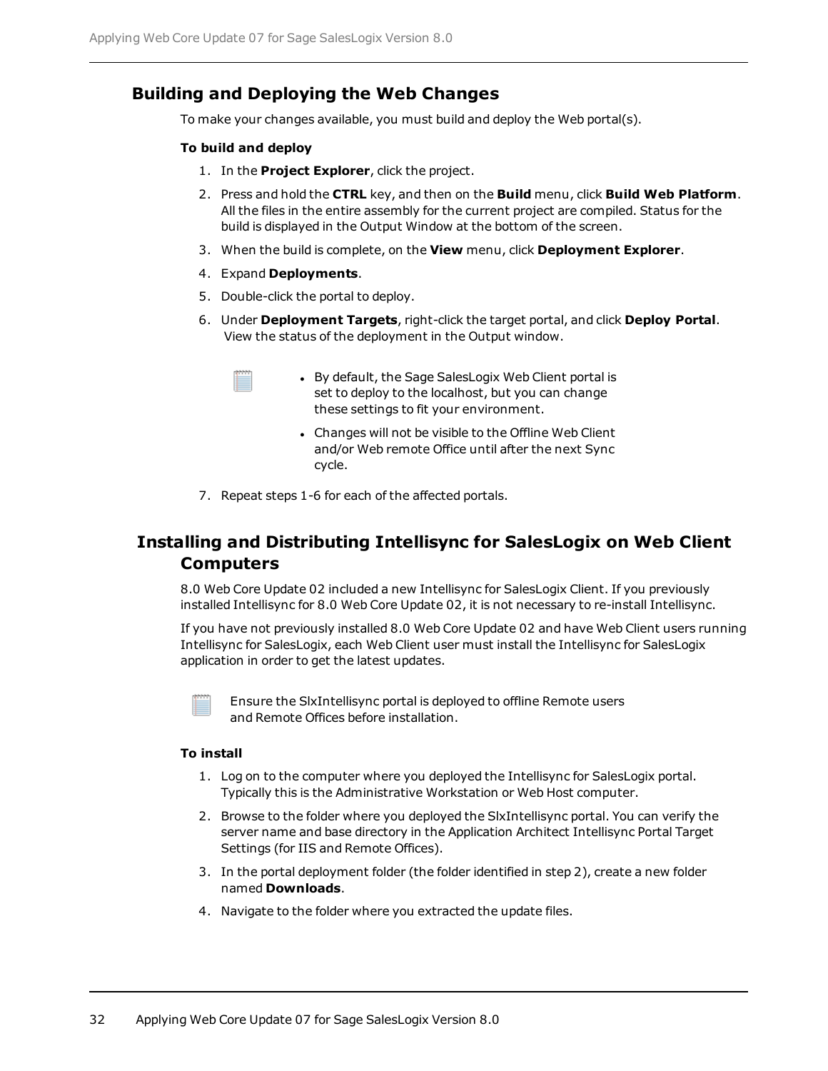## Building and Deploying the Web Changes

To make your changes available, you must build and deploy the Web portal(s).

**To build and deploy**

1. In the **Project Explorer**, click the project.
2. Press and hold the **CTRL** key, and then on the **Build** menu, click **Build Web Platform**. All the files in the entire assembly for the current project are compiled. Status for the build is displayed in the Output Window at the bottom of the screen.
3. When the build is complete, on the **View** menu, click **Deployment Explorer**.
4. Expand **Deployments**.
5. Double-click the portal to deploy.
6. Under **Deployment Targets**, right-click the target portal, and click **Deploy Portal**. View the status of the deployment in the Output window.

   - By default, the Sage SalesLogix Web Client portal is set to deploy to the localhost, but you can change these settings to fit your environment.
   - Changes will not be visible to the Offline Web Client and/or Web remote Office until after the next Sync cycle.

7. Repeat steps 1-6 for each of the affected portals.

## Installing and Distributing Intellisync for SalesLogix on Web Client Computers

8.0 Web Core Update 02 included a new Intellisync for SalesLogix Client. If you previously installed Intellisync for 8.0 Web Core Update 02, it is not necessary to re-install Intellisync.

If you have not previously installed 8.0 Web Core Update 02 and have Web Client users running Intellisync for SalesLogix, each Web Client user must install the Intellisync for SalesLogix application in order to get the latest updates.

Ensure the SlxIntellisync portal is deployed to offline Remote users and Remote Offices before installation.

**To install**

1. Log on to the computer where you deployed the Intellisync for SalesLogix portal. Typically this is the Administrative Workstation or Web Host computer.
2. Browse to the folder where you deployed the SlxIntellisync portal. You can verify the server name and base directory in the Application Architect Intellisync Portal Target Settings (for IIS and Remote Offices).
3. In the portal deployment folder (the folder identified in step 2), create a new folder named **Downloads**.
4. Navigate to the folder where you extracted the update files.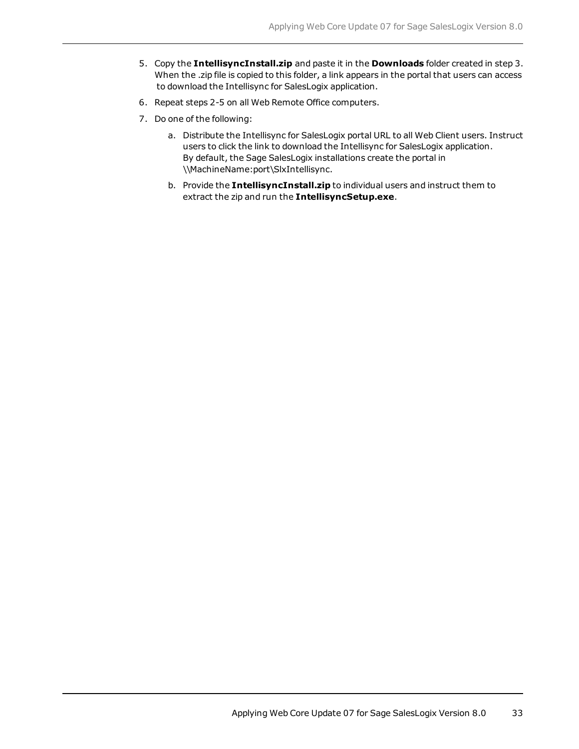5. Copy the **IntellisyncInstall.zip** and paste it in the **Downloads** folder created in step 3. When the .zip file is copied to this folder, a link appears in the portal that users can access to download the Intellisync for SalesLogix application.
6. Repeat steps 2-5 on all Web Remote Office computers.
7. Do one of the following:
    a. Distribute the Intellisync for SalesLogix portal URL to all Web Client users. Instruct users to click the link to download the Intellisync for SalesLogix application. By default, the Sage SalesLogix installations create the portal in \\MachineName:port\SlxIntellisync.
    b. Provide the **IntellisyncInstall.zip** to individual users and instruct them to extract the zip and run the **IntellisyncSetup.exe**.